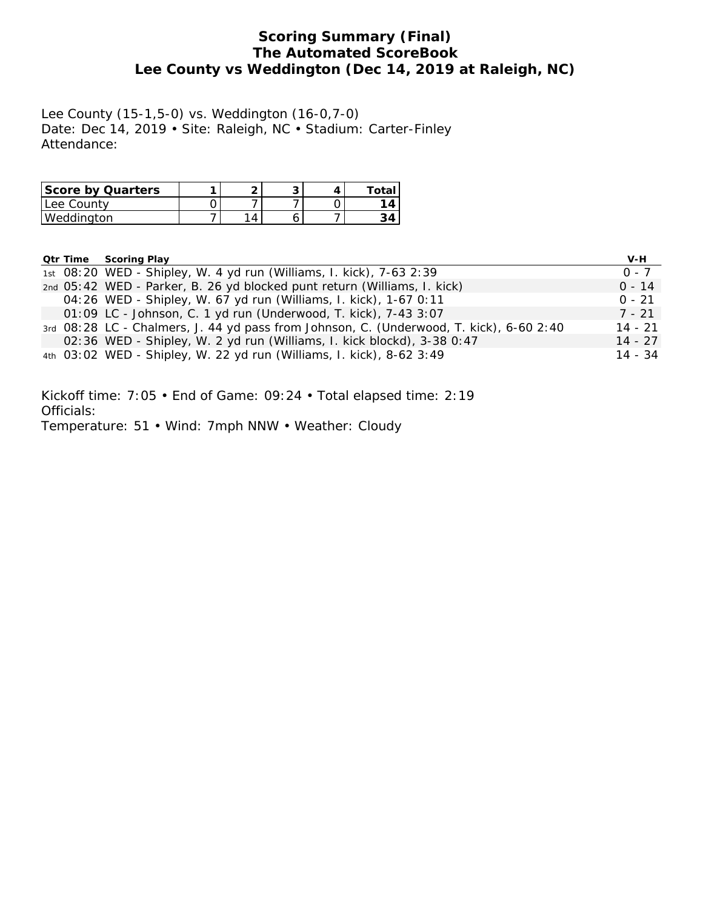# Scoring Summary (Final)
# The Automated ScoreBook
# Lee County vs Weddington (Dec 14, 2019 at Raleigh, NC)

Lee County (15-1,5-0) vs. Weddington (16-0,7-0)
Date: Dec 14, 2019 • Site: Raleigh, NC • Stadium: Carter-Finley
Attendance:

| Score by Quarters | 1 | 2 | 3 | 4 | Total |
|---|---|---|---|---|---|
| Lee County | 0 | 7 | 7 | 0 | **14** |
| Weddington | 7 | 14 | 6 | 7 | **34** |

| Qtr | Time | Scoring Play | V-H |
|---|---|---|---|
| 1st | 08:20 | WED - Shipley, W. 4 yd run (Williams, I. kick), 7-63 2:39 | 0 - 7 |
| 2nd | 05:42 | WED - Parker, B. 26 yd blocked punt return (Williams, I. kick) | 0 - 14 |
| | 04:26 | WED - Shipley, W. 67 yd run (Williams, I. kick), 1-67 0:11 | 0 - 21 |
| | 01:09 | LC - Johnson, C. 1 yd run (Underwood, T. kick), 7-43 3:07 | 7 - 21 |
| 3rd | 08:28 | LC - Chalmers, J. 44 yd pass from Johnson, C. (Underwood, T. kick), 6-60 2:40 | 14 - 21 |
| | 02:36 | WED - Shipley, W. 2 yd run (Williams, I. kick blockd), 3-38 0:47 | 14 - 27 |
| 4th | 03:02 | WED - Shipley, W. 22 yd run (Williams, I. kick), 8-62 3:49 | 14 - 34 |

Kickoff time: 7:05 • End of Game: 09:24 • Total elapsed time: 2:19
Officials:
Temperature: 51 • Wind: 7mph NNW • Weather: Cloudy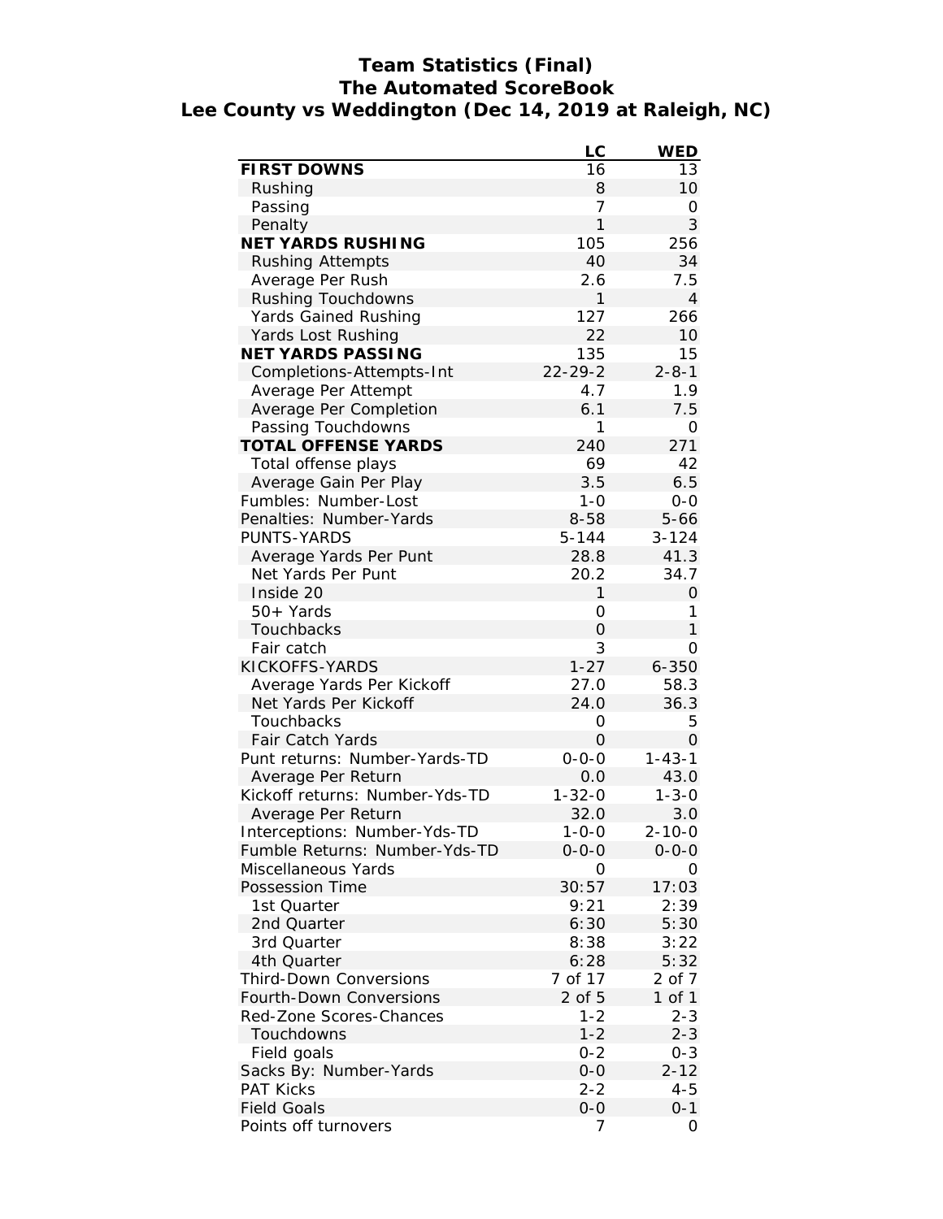# Team Statistics (Final)
## The Automated ScoreBook
## Lee County vs Weddington (Dec 14, 2019 at Raleigh, NC)

| | LC | WED |
|---|---|---|
| **FIRST DOWNS** | 16 | 13 |
| Rushing | 8 | 10 |
| Passing | 7 | 0 |
| Penalty | 1 | 3 |
| **NET YARDS RUSHING** | 105 | 256 |
| Rushing Attempts | 40 | 34 |
| Average Per Rush | 2.6 | 7.5 |
| Rushing Touchdowns | 1 | 4 |
| Yards Gained Rushing | 127 | 266 |
| Yards Lost Rushing | 22 | 10 |
| **NET YARDS PASSING** | 135 | 15 |
| Completions-Attempts-Int | 22-29-2 | 2-8-1 |
| Average Per Attempt | 4.7 | 1.9 |
| Average Per Completion | 6.1 | 7.5 |
| Passing Touchdowns | 1 | 0 |
| **TOTAL OFFENSE YARDS** | 240 | 271 |
| Total offense plays | 69 | 42 |
| Average Gain Per Play | 3.5 | 6.5 |
| Fumbles: Number-Lost | 1-0 | 0-0 |
| Penalties: Number-Yards | 8-58 | 5-66 |
| PUNTS-YARDS | 5-144 | 3-124 |
| Average Yards Per Punt | 28.8 | 41.3 |
| Net Yards Per Punt | 20.2 | 34.7 |
| Inside 20 | 1 | 0 |
| 50+ Yards | 0 | 1 |
| Touchbacks | 0 | 1 |
| Fair catch | 3 | 0 |
| KICKOFFS-YARDS | 1-27 | 6-350 |
| Average Yards Per Kickoff | 27.0 | 58.3 |
| Net Yards Per Kickoff | 24.0 | 36.3 |
| Touchbacks | 0 | 5 |
| Fair Catch Yards | 0 | 0 |
| Punt returns: Number-Yards-TD | 0-0-0 | 1-43-1 |
| Average Per Return | 0.0 | 43.0 |
| Kickoff returns: Number-Yds-TD | 1-32-0 | 1-3-0 |
| Average Per Return | 32.0 | 3.0 |
| Interceptions: Number-Yds-TD | 1-0-0 | 2-10-0 |
| Fumble Returns: Number-Yds-TD | 0-0-0 | 0-0-0 |
| Miscellaneous Yards | 0 | 0 |
| Possession Time | 30:57 | 17:03 |
| 1st Quarter | 9:21 | 2:39 |
| 2nd Quarter | 6:30 | 5:30 |
| 3rd Quarter | 8:38 | 3:22 |
| 4th Quarter | 6:28 | 5:32 |
| Third-Down Conversions | 7 of 17 | 2 of 7 |
| Fourth-Down Conversions | 2 of 5 | 1 of 1 |
| Red-Zone Scores-Chances | 1-2 | 2-3 |
| Touchdowns | 1-2 | 2-3 |
| Field goals | 0-2 | 0-3 |
| Sacks By: Number-Yards | 0-0 | 2-12 |
| PAT Kicks | 2-2 | 4-5 |
| Field Goals | 0-0 | 0-1 |
| Points off turnovers | 7 | 0 |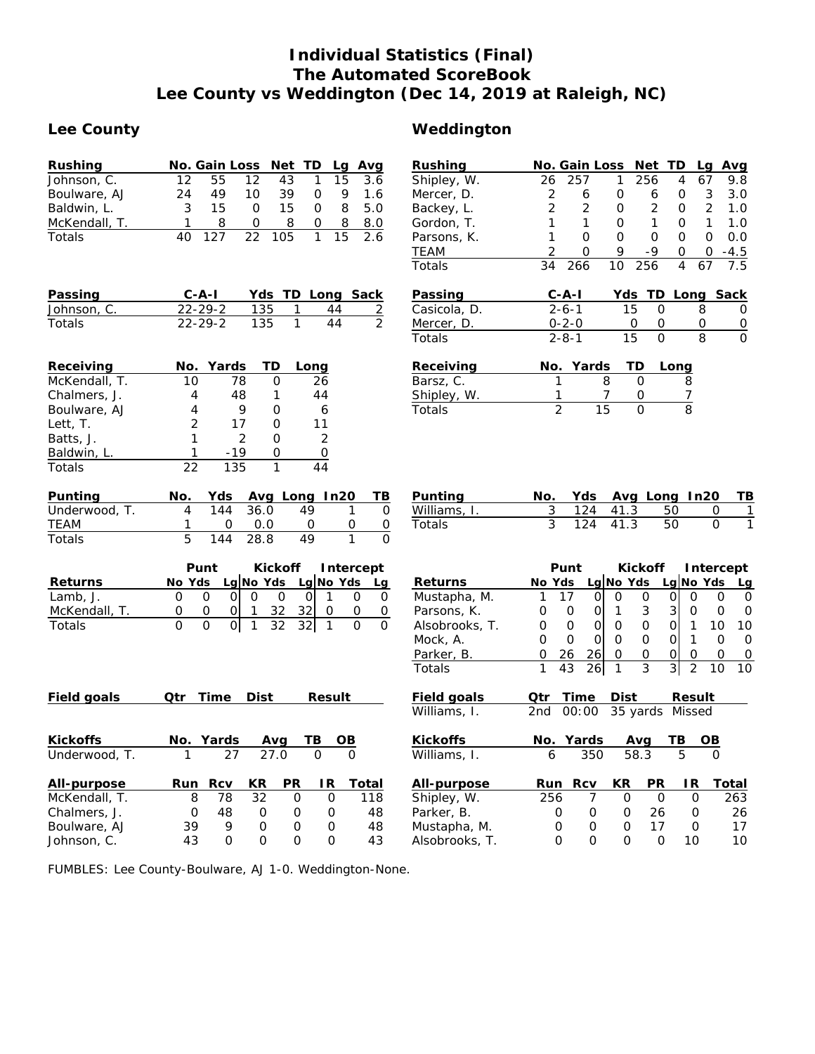# Individual Statistics (Final)
# The Automated ScoreBook
# Lee County vs Weddington (Dec 14, 2019 at Raleigh, NC)

## Lee County

| Rushing | No. | Gain | Loss | Net | TD | Lg | Avg |
|---|---|---|---|---|---|---|---|
| Johnson, C. | 12 | 55 | 12 | 43 | 1 | 15 | 3.6 |
| Boulware, AJ | 24 | 49 | 10 | 39 | 0 | 9 | 1.6 |
| Baldwin, L. | 3 | 15 | 0 | 15 | 0 | 8 | 5.0 |
| McKendall, T. | 1 | 8 | 0 | 8 | 0 | 8 | 8.0 |
| Totals | 40 | 127 | 22 | 105 | 1 | 15 | 2.6 |

| Passing | C-A-I | Yds | TD | Long | Sack |
|---|---|---|---|---|---|
| Johnson, C. | 22-29-2 | 135 | 1 | 44 | 2 |
| Totals | 22-29-2 | 135 | 1 | 44 | 2 |

| Receiving | No. | Yards | TD | Long |
|---|---|---|---|---|
| McKendall, T. | 10 | 78 | 0 | 26 |
| Chalmers, J. | 4 | 48 | 1 | 44 |
| Boulware, AJ | 4 | 9 | 0 | 6 |
| Lett, T. | 2 | 17 | 0 | 11 |
| Batts, J. | 1 | 2 | 0 | 2 |
| Baldwin, L. | 1 | -19 | 0 | 0 |
| Totals | 22 | 135 | 1 | 44 |

| Punting | No. | Yds | Avg | Long | In20 | TB |
|---|---|---|---|---|---|---|
| Underwood, T. | 4 | 144 | 36.0 | 49 | 1 | 0 |
| TEAM | 1 | 0 | 0.0 | 0 | 0 | 0 |
| Totals | 5 | 144 | 28.8 | 49 | 1 | 0 |

| | Punt | | | Kickoff | | | Intercept | | |
|---|---|---|---|---|---|---|---|---|---|
| Returns | No | Yds | Lg | No | Yds | Lg | No | Yds | Lg |
| Lamb, J. | 0 | 0 | 0 | 0 | 0 | 0 | 1 | 0 | 0 |
| McKendall, T. | 0 | 0 | 0 | 1 | 32 | 32 | 0 | 0 | 0 |
| Totals | 0 | 0 | 0 | 1 | 32 | 32 | 1 | 0 | 0 |

| Field goals | Qtr | Time | Dist | Result |
|---|---|---|---|---|

| Kickoffs | No. | Yards | Avg | TB | OB |
|---|---|---|---|---|---|
| Underwood, T. | 1 | 27 | 27.0 | 0 | 0 |

| All-purpose | Run | Rcv | KR | PR | IR | Total |
|---|---|---|---|---|---|---|
| McKendall, T. | 8 | 78 | 32 | 0 | 0 | 118 |
| Chalmers, J. | 0 | 48 | 0 | 0 | 0 | 48 |
| Boulware, AJ | 39 | 9 | 0 | 0 | 0 | 48 |
| Johnson, C. | 43 | 0 | 0 | 0 | 0 | 43 |

## Weddington

| Rushing | No. | Gain | Loss | Net | TD | Lg | Avg |
|---|---|---|---|---|---|---|---|
| Shipley, W. | 26 | 257 | 1 | 256 | 4 | 67 | 9.8 |
| Mercer, D. | 2 | 6 | 0 | 6 | 0 | 3 | 3.0 |
| Backey, L. | 2 | 2 | 0 | 2 | 0 | 2 | 1.0 |
| Gordon, T. | 1 | 1 | 0 | 1 | 0 | 1 | 1.0 |
| Parsons, K. | 1 | 0 | 0 | 0 | 0 | 0 | 0.0 |
| TEAM | 2 | 0 | 9 | -9 | 0 | 0 | -4.5 |
| Totals | 34 | 266 | 10 | 256 | 4 | 67 | 7.5 |

| Passing | C-A-I | Yds | TD | Long | Sack |
|---|---|---|---|---|---|
| Casicola, D. | 2-6-1 | 15 | 0 | 8 | 0 |
| Mercer, D. | 0-2-0 | 0 | 0 | 0 | 0 |
| Totals | 2-8-1 | 15 | 0 | 8 | 0 |

| Receiving | No. | Yards | TD | Long |
|---|---|---|---|---|
| Barsz, C. | 1 | 8 | 0 | 8 |
| Shipley, W. | 1 | 7 | 0 | 7 |
| Totals | 2 | 15 | 0 | 8 |

| Punting | No. | Yds | Avg | Long | In20 | TB |
|---|---|---|---|---|---|---|
| Williams, I. | 3 | 124 | 41.3 | 50 | 0 | 1 |
| Totals | 3 | 124 | 41.3 | 50 | 0 | 1 |

| | Punt | | | Kickoff | | | Intercept | | |
|---|---|---|---|---|---|---|---|---|---|
| Returns | No | Yds | Lg | No | Yds | Lg | No | Yds | Lg |
| Mustapha, M. | 1 | 17 | 0 | 0 | 0 | 0 | 0 | 0 | 0 |
| Parsons, K. | 0 | 0 | 0 | 1 | 3 | 3 | 0 | 0 | 0 |
| Alsobrooks, T. | 0 | 0 | 0 | 0 | 0 | 0 | 1 | 10 | 10 |
| Mock, A. | 0 | 0 | 0 | 0 | 0 | 0 | 1 | 0 | 0 |
| Parker, B. | 0 | 26 | 26 | 0 | 0 | 0 | 0 | 0 | 0 |
| Totals | 1 | 43 | 26 | 1 | 3 | 3 | 2 | 10 | 10 |

| Field goals | Qtr | Time | Dist | Result |
|---|---|---|---|---|
| Williams, I. | 2nd | 00:00 | 35 yards | Missed |

| Kickoffs | No. | Yards | Avg | TB | OB |
|---|---|---|---|---|---|
| Williams, I. | 6 | 350 | 58.3 | 5 | 0 |

| All-purpose | Run | Rcv | KR | PR | IR | Total |
|---|---|---|---|---|---|---|
| Shipley, W. | 256 | 7 | 0 | 0 | 0 | 263 |
| Parker, B. | 0 | 0 | 0 | 26 | 0 | 26 |
| Mustapha, M. | 0 | 0 | 0 | 17 | 0 | 17 |
| Alsobrooks, T. | 0 | 0 | 0 | 0 | 10 | 10 |

FUMBLES: Lee County-Boulware, AJ 1-0. Weddington-None.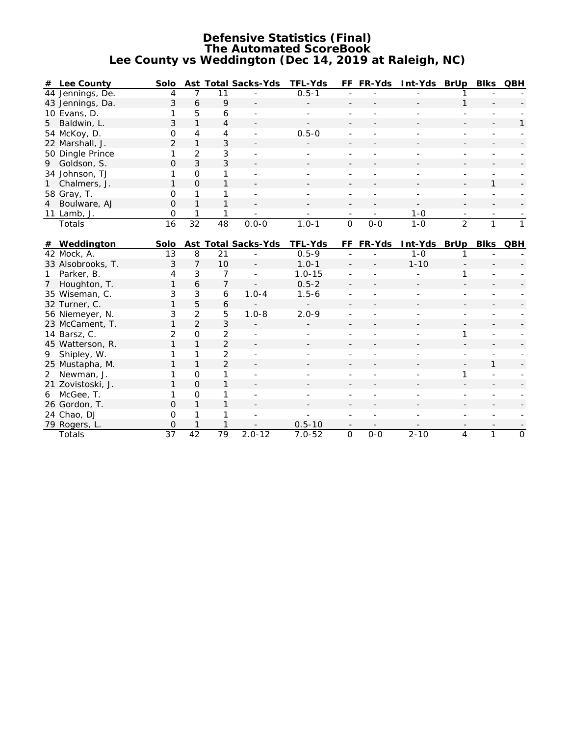# Defensive Statistics (Final)
## The Automated ScoreBook
## Lee County vs Weddington (Dec 14, 2019 at Raleigh, NC)

| # | Lee County | Solo | Ast | Total | Sacks-Yds | TFL-Yds | FF | FR-Yds | Int-Yds | BrUp | Blks | QBH |
|---|---|---|---|---|---|---|---|---|---|---|---|---|
| 44 | Jennings, De. | 4 | 7 | 11 | - | 0.5-1 | - | - | - | 1 | - | - |
| 43 | Jennings, Da. | 3 | 6 | 9 | - | - | - | - | - | 1 | - | - |
| 10 | Evans, D. | 1 | 5 | 6 | - | - | - | - | - | - | - | - |
| 5 | Baldwin, L. | 3 | 1 | 4 | - | - | - | - | - | - | - | 1 |
| 54 | McKoy, D. | 0 | 4 | 4 | - | 0.5-0 | - | - | - | - | - | - |
| 22 | Marshall, J. | 2 | 1 | 3 | - | - | - | - | - | - | - | - |
| 50 | Dingle Prince | 1 | 2 | 3 | - | - | - | - | - | - | - | - |
| 9 | Goldson, S. | 0 | 3 | 3 | - | - | - | - | - | - | - | - |
| 34 | Johnson, TJ | 1 | 0 | 1 | - | - | - | - | - | - | - | - |
| 1 | Chalmers, J. | 1 | 0 | 1 | - | - | - | - | - | - | 1 | - |
| 58 | Gray, T. | 0 | 1 | 1 | - | - | - | - | - | - | - | - |
| 4 | Boulware, AJ | 0 | 1 | 1 | - | - | - | - | - | - | - | - |
| 11 | Lamb, J. | 0 | 1 | 1 | - | - | - | - | 1-0 | - | - | - |
| | Totals | 16 | 32 | 48 | 0.0-0 | 1.0-1 | 0 | 0-0 | 1-0 | 2 | 1 | 1 |

| # | Weddington | Solo | Ast | Total | Sacks-Yds | TFL-Yds | FF | FR-Yds | Int-Yds | BrUp | Blks | QBH |
|---|---|---|---|---|---|---|---|---|---|---|---|---|
| 42 | Mock, A. | 13 | 8 | 21 | - | 0.5-9 | - | - | 1-0 | 1 | - | - |
| 33 | Alsobrooks, T. | 3 | 7 | 10 | - | 1.0-1 | - | - | 1-10 | - | - | - |
| 1 | Parker, B. | 4 | 3 | 7 | - | 1.0-15 | - | - | - | 1 | - | - |
| 7 | Houghton, T. | 1 | 6 | 7 | - | 0.5-2 | - | - | - | - | - | - |
| 35 | Wiseman, C. | 3 | 3 | 6 | 1.0-4 | 1.5-6 | - | - | - | - | - | - |
| 32 | Turner, C. | 1 | 5 | 6 | - | - | - | - | - | - | - | - |
| 56 | Niemeyer, N. | 3 | 2 | 5 | 1.0-8 | 2.0-9 | - | - | - | - | - | - |
| 23 | McCament, T. | 1 | 2 | 3 | - | - | - | - | - | - | - | - |
| 14 | Barsz, C. | 2 | 0 | 2 | - | - | - | - | - | 1 | - | - |
| 45 | Watterson, R. | 1 | 1 | 2 | - | - | - | - | - | - | - | - |
| 9 | Shipley, W. | 1 | 1 | 2 | - | - | - | - | - | - | - | - |
| 25 | Mustapha, M. | 1 | 1 | 2 | - | - | - | - | - | - | 1 | - |
| 2 | Newman, J. | 1 | 0 | 1 | - | - | - | - | - | 1 | - | - |
| 21 | Zovistoski, J. | 1 | 0 | 1 | - | - | - | - | - | - | - | - |
| 6 | McGee, T. | 1 | 0 | 1 | - | - | - | - | - | - | - | - |
| 26 | Gordon, T. | 0 | 1 | 1 | - | - | - | - | - | - | - | - |
| 24 | Chao, DJ | 0 | 1 | 1 | - | - | - | - | - | - | - | - |
| 79 | Rogers, L. | 0 | 1 | 1 | - | 0.5-10 | - | - | - | - | - | - |
| | Totals | 37 | 42 | 79 | 2.0-12 | 7.0-52 | 0 | 0-0 | 2-10 | 4 | 1 | 0 |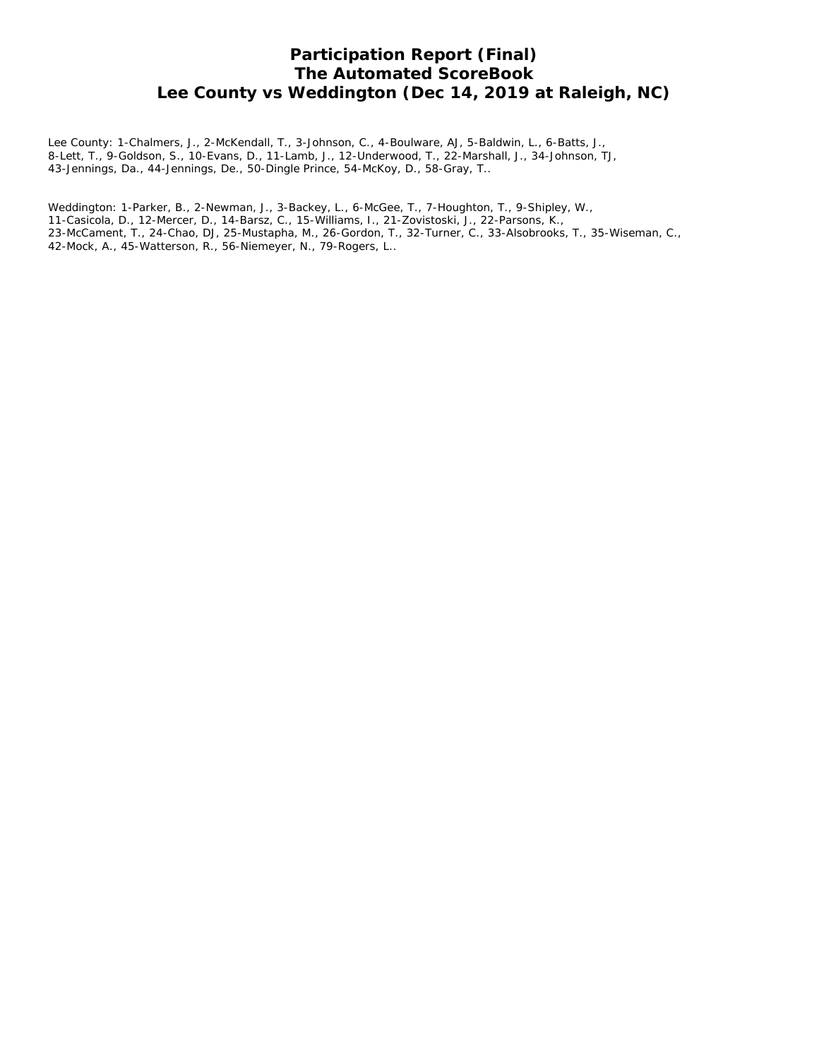# Participation Report (Final)
# The Automated ScoreBook
# Lee County vs Weddington (Dec 14, 2019 at Raleigh, NC)

Lee County: 1-Chalmers, J., 2-McKendall, T., 3-Johnson, C., 4-Boulware, AJ, 5-Baldwin, L., 6-Batts, J., 8-Lett, T., 9-Goldson, S., 10-Evans, D., 11-Lamb, J., 12-Underwood, T., 22-Marshall, J., 34-Johnson, TJ, 43-Jennings, Da., 44-Jennings, De., 50-Dingle Prince, 54-McKoy, D., 58-Gray, T..

Weddington: 1-Parker, B., 2-Newman, J., 3-Backey, L., 6-McGee, T., 7-Houghton, T., 9-Shipley, W., 11-Casicola, D., 12-Mercer, D., 14-Barsz, C., 15-Williams, I., 21-Zovistoski, J., 22-Parsons, K., 23-McCament, T., 24-Chao, DJ, 25-Mustapha, M., 26-Gordon, T., 32-Turner, C., 33-Alsobrooks, T., 35-Wiseman, C., 42-Mock, A., 45-Watterson, R., 56-Niemeyer, N., 79-Rogers, L..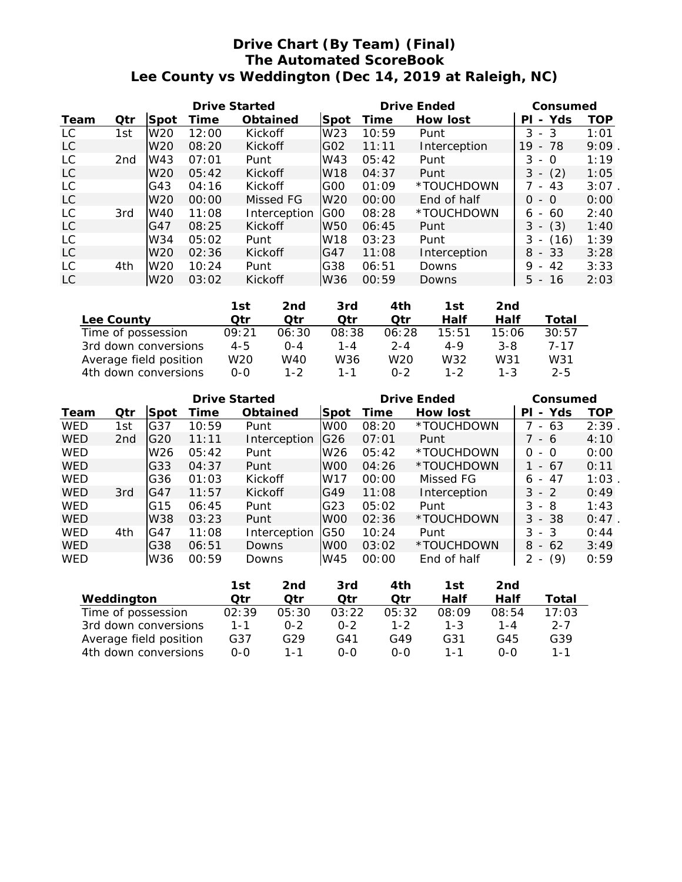# Drive Chart (By Team) (Final)
## The Automated ScoreBook
## Lee County vs Weddington (Dec 14, 2019 at Raleigh, NC)

| | | Drive Started | | | Drive Ended | | | Consumed | |
|---|---|---|---|---|---|---|---|---|---|
| **Team** | **Qtr** | **Spot** | **Time** | **Obtained** | **Spot** | **Time** | **How lost** | **Pl - Yds** | **TOP** |
| LC | 1st | W20 | 12:00 | Kickoff | W23 | 10:59 | Punt | 3 - 3 | 1:01 |
| LC | | W20 | 08:20 | Kickoff | G02 | 11:11 | Interception | 19 - 78 | 9:09 . |
| LC | 2nd | W43 | 07:01 | Punt | W43 | 05:42 | Punt | 3 - 0 | 1:19 |
| LC | | W20 | 05:42 | Kickoff | W18 | 04:37 | Punt | 3 - (2) | 1:05 |
| LC | | G43 | 04:16 | Kickoff | G00 | 01:09 | *TOUCHDOWN | 7 - 43 | 3:07 . |
| LC | | W20 | 00:00 | Missed FG | W20 | 00:00 | End of half | 0 - 0 | 0:00 |
| LC | 3rd | W40 | 11:08 | Interception | G00 | 08:28 | *TOUCHDOWN | 6 - 60 | 2:40 |
| LC | | G47 | 08:25 | Kickoff | W50 | 06:45 | Punt | 3 - (3) | 1:40 |
| LC | | W34 | 05:02 | Punt | W18 | 03:23 | Punt | 3 - (16) | 1:39 |
| LC | | W20 | 02:36 | Kickoff | G47 | 11:08 | Interception | 8 - 33 | 3:28 |
| LC | 4th | W20 | 10:24 | Punt | G38 | 06:51 | Downs | 9 - 42 | 3:33 |
| LC | | W20 | 03:02 | Kickoff | W36 | 00:59 | Downs | 5 - 16 | 2:03 |

| Lee County | 1st Qtr | 2nd Qtr | 3rd Qtr | 4th Qtr | 1st Half | 2nd Half | Total |
|---|---|---|---|---|---|---|---|
| Time of possession | 09:21 | 06:30 | 08:38 | 06:28 | 15:51 | 15:06 | 30:57 |
| 3rd down conversions | 4-5 | 0-4 | 1-4 | 2-4 | 4-9 | 3-8 | 7-17 |
| Average field position | W20 | W40 | W36 | W20 | W32 | W31 | W31 |
| 4th down conversions | 0-0 | 1-2 | 1-1 | 0-2 | 1-2 | 1-3 | 2-5 |

| | | Drive Started | | | Drive Ended | | | Consumed | |
|---|---|---|---|---|---|---|---|---|---|
| **Team** | **Qtr** | **Spot** | **Time** | **Obtained** | **Spot** | **Time** | **How lost** | **Pl - Yds** | **TOP** |
| WED | 1st | G37 | 10:59 | Punt | W00 | 08:20 | *TOUCHDOWN | 7 - 63 | 2:39 . |
| WED | 2nd | G20 | 11:11 | Interception | G26 | 07:01 | Punt | 7 - 6 | 4:10 |
| WED | | W26 | 05:42 | Punt | W26 | 05:42 | *TOUCHDOWN | 0 - 0 | 0:00 |
| WED | | G33 | 04:37 | Punt | W00 | 04:26 | *TOUCHDOWN | 1 - 67 | 0:11 |
| WED | | G36 | 01:03 | Kickoff | W17 | 00:00 | Missed FG | 6 - 47 | 1:03 . |
| WED | 3rd | G47 | 11:57 | Kickoff | G49 | 11:08 | Interception | 3 - 2 | 0:49 |
| WED | | G15 | 06:45 | Punt | G23 | 05:02 | Punt | 3 - 8 | 1:43 |
| WED | | W38 | 03:23 | Punt | W00 | 02:36 | *TOUCHDOWN | 3 - 38 | 0:47 . |
| WED | 4th | G47 | 11:08 | Interception | G50 | 10:24 | Punt | 3 - 3 | 0:44 |
| WED | | G38 | 06:51 | Downs | W00 | 03:02 | *TOUCHDOWN | 8 - 62 | 3:49 |
| WED | | W36 | 00:59 | Downs | W45 | 00:00 | End of half | 2 - (9) | 0:59 |

| Weddington | 1st Qtr | 2nd Qtr | 3rd Qtr | 4th Qtr | 1st Half | 2nd Half | Total |
|---|---|---|---|---|---|---|---|
| Time of possession | 02:39 | 05:30 | 03:22 | 05:32 | 08:09 | 08:54 | 17:03 |
| 3rd down conversions | 1-1 | 0-2 | 0-2 | 1-2 | 1-3 | 1-4 | 2-7 |
| Average field position | G37 | G29 | G41 | G49 | G31 | G45 | G39 |
| 4th down conversions | 0-0 | 1-1 | 0-0 | 0-0 | 1-1 | 0-0 | 1-1 |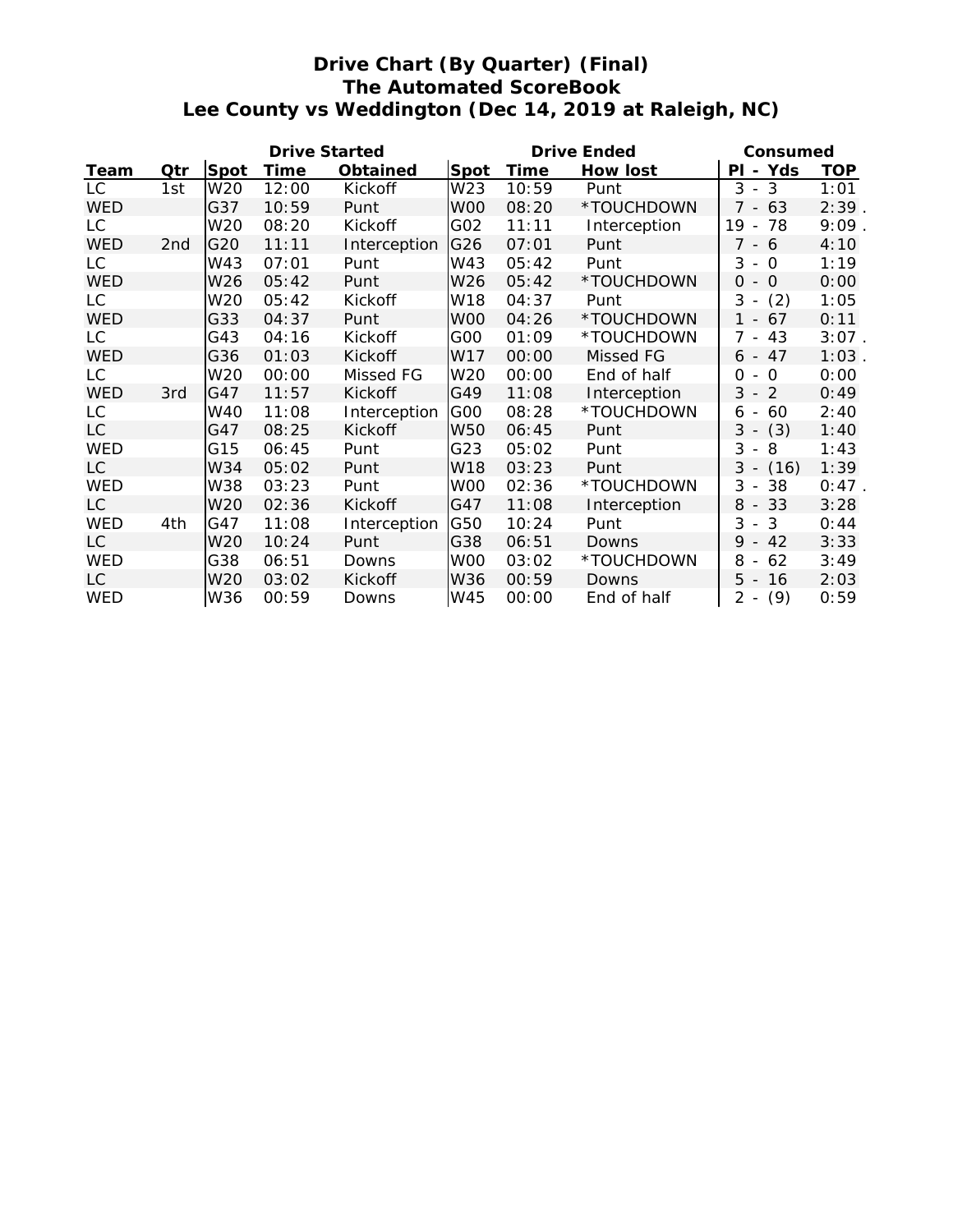# Drive Chart (By Quarter) (Final)
## The Automated ScoreBook
## Lee County vs Weddington (Dec 14, 2019 at Raleigh, NC)

| | | Drive Started | | | Drive Ended | | | Consumed | |
|---|---|---|---|---|---|---|---|---|---|
| Team | Qtr | Spot | Time | Obtained | Spot | Time | How lost | Pl - Yds | TOP |
| LC | 1st | W20 | 12:00 | Kickoff | W23 | 10:59 | Punt | 3 - 3 | 1:01 |
| WED | | G37 | 10:59 | Punt | W00 | 08:20 | *TOUCHDOWN | 7 - 63 | 2:39 . |
| LC | | W20 | 08:20 | Kickoff | G02 | 11:11 | Interception | 19 - 78 | 9:09 . |
| WED | 2nd | G20 | 11:11 | Interception | G26 | 07:01 | Punt | 7 - 6 | 4:10 |
| LC | | W43 | 07:01 | Punt | W43 | 05:42 | Punt | 3 - 0 | 1:19 |
| WED | | W26 | 05:42 | Punt | W26 | 05:42 | *TOUCHDOWN | 0 - 0 | 0:00 |
| LC | | W20 | 05:42 | Kickoff | W18 | 04:37 | Punt | 3 - (2) | 1:05 |
| WED | | G33 | 04:37 | Punt | W00 | 04:26 | *TOUCHDOWN | 1 - 67 | 0:11 |
| LC | | G43 | 04:16 | Kickoff | G00 | 01:09 | *TOUCHDOWN | 7 - 43 | 3:07 . |
| WED | | G36 | 01:03 | Kickoff | W17 | 00:00 | Missed FG | 6 - 47 | 1:03 . |
| LC | | W20 | 00:00 | Missed FG | W20 | 00:00 | End of half | 0 - 0 | 0:00 |
| WED | 3rd | G47 | 11:57 | Kickoff | G49 | 11:08 | Interception | 3 - 2 | 0:49 |
| LC | | W40 | 11:08 | Interception | G00 | 08:28 | *TOUCHDOWN | 6 - 60 | 2:40 |
| LC | | G47 | 08:25 | Kickoff | W50 | 06:45 | Punt | 3 - (3) | 1:40 |
| WED | | G15 | 06:45 | Punt | G23 | 05:02 | Punt | 3 - 8 | 1:43 |
| LC | | W34 | 05:02 | Punt | W18 | 03:23 | Punt | 3 - (16) | 1:39 |
| WED | | W38 | 03:23 | Punt | W00 | 02:36 | *TOUCHDOWN | 3 - 38 | 0:47 . |
| LC | | W20 | 02:36 | Kickoff | G47 | 11:08 | Interception | 8 - 33 | 3:28 |
| WED | 4th | G47 | 11:08 | Interception | G50 | 10:24 | Punt | 3 - 3 | 0:44 |
| LC | | W20 | 10:24 | Punt | G38 | 06:51 | Downs | 9 - 42 | 3:33 |
| WED | | G38 | 06:51 | Downs | W00 | 03:02 | *TOUCHDOWN | 8 - 62 | 3:49 |
| LC | | W20 | 03:02 | Kickoff | W36 | 00:59 | Downs | 5 - 16 | 2:03 |
| WED | | W36 | 00:59 | Downs | W45 | 00:00 | End of half | 2 - (9) | 0:59 |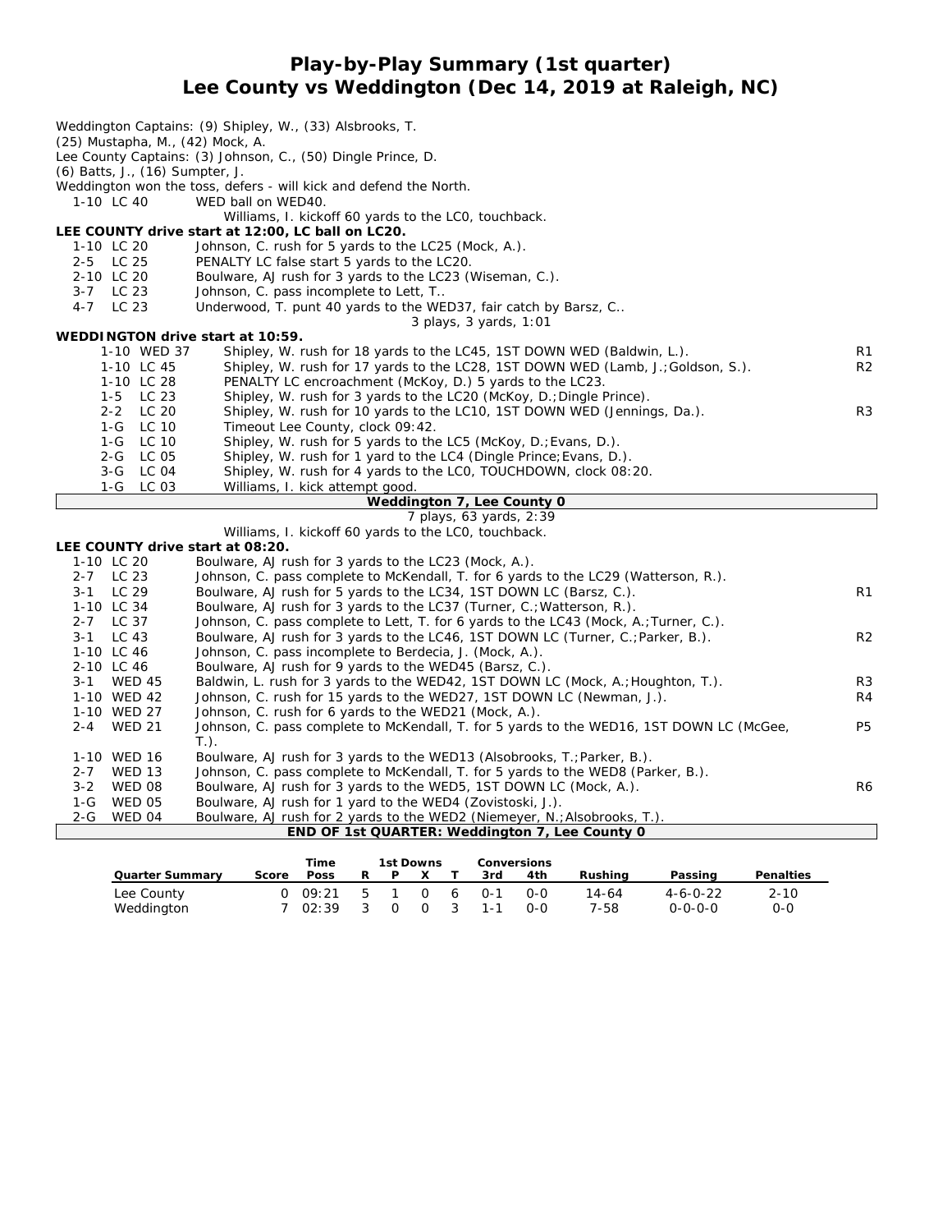# Play-by-Play Summary (1st quarter)
## Lee County vs Weddington (Dec 14, 2019 at Raleigh, NC)

Weddington Captains: (9) Shipley, W., (33) Alsbrooks, T.
(25) Mustapha, M., (42) Mock, A.
Lee County Captains: (3) Johnson, C., (50) Dingle Prince, D.
(6) Batts, J., (16) Sumpter, J.
Weddington won the toss, defers - will kick and defend the North.

| | | |
|---|---|---|
| 1-10 LC 40 | WED ball on WED40. | |
| | Williams, I. kickoff 60 yards to the LC0, touchback. | |
| **LEE COUNTY drive start at 12:00, LC ball on LC20.** | | |
| 1-10 LC 20 | Johnson, C. rush for 5 yards to the LC25 (Mock, A.). | |
| 2-5 LC 25 | PENALTY LC false start 5 yards to the LC20. | |
| 2-10 LC 20 | Boulware, AJ rush for 3 yards to the LC23 (Wiseman, C.). | |
| 3-7 LC 23 | Johnson, C. pass incomplete to Lett, T.. | |
| 4-7 LC 23 | Underwood, T. punt 40 yards to the WED37, fair catch by Barsz, C.. | |
| | 3 plays, 3 yards, 1:01 | |
| **WEDDINGTON drive start at 10:59.** | | |
| 1-10 WED 37 | Shipley, W. rush for 18 yards to the LC45, 1ST DOWN WED (Baldwin, L.). | R1 |
| 1-10 LC 45 | Shipley, W. rush for 17 yards to the LC28, 1ST DOWN WED (Lamb, J.;Goldson, S.). | R2 |
| 1-10 LC 28 | PENALTY LC encroachment (McKoy, D.) 5 yards to the LC23. | |
| 1-5 LC 23 | Shipley, W. rush for 3 yards to the LC20 (McKoy, D.;Dingle Prince). | |
| 2-2 LC 20 | Shipley, W. rush for 10 yards to the LC10, 1ST DOWN WED (Jennings, Da.). | R3 |
| 1-G LC 10 | Timeout Lee County, clock 09:42. | |
| 1-G LC 10 | Shipley, W. rush for 5 yards to the LC5 (McKoy, D.;Evans, D.). | |
| 2-G LC 05 | Shipley, W. rush for 1 yard to the LC4 (Dingle Prince;Evans, D.). | |
| 3-G LC 04 | Shipley, W. rush for 4 yards to the LC0, TOUCHDOWN, clock 08:20. | |
| 1-G LC 03 | Williams, I. kick attempt good. | |
| | **Weddington 7, Lee County 0** | |
| | 7 plays, 63 yards, 2:39 | |
| | Williams, I. kickoff 60 yards to the LC0, touchback. | |
| **LEE COUNTY drive start at 08:20.** | | |
| 1-10 LC 20 | Boulware, AJ rush for 3 yards to the LC23 (Mock, A.). | |
| 2-7 LC 23 | Johnson, C. pass complete to McKendall, T. for 6 yards to the LC29 (Watterson, R.). | |
| 3-1 LC 29 | Boulware, AJ rush for 5 yards to the LC34, 1ST DOWN LC (Barsz, C.). | R1 |
| 1-10 LC 34 | Boulware, AJ rush for 3 yards to the LC37 (Turner, C.;Watterson, R.). | |
| 2-7 LC 37 | Johnson, C. pass complete to Lett, T. for 6 yards to the LC43 (Mock, A.;Turner, C.). | |
| 3-1 LC 43 | Boulware, AJ rush for 3 yards to the LC46, 1ST DOWN LC (Turner, C.;Parker, B.). | R2 |
| 1-10 LC 46 | Johnson, C. pass incomplete to Berdecia, J. (Mock, A.). | |
| 2-10 LC 46 | Boulware, AJ rush for 9 yards to the WED45 (Barsz, C.). | |
| 3-1 WED 45 | Baldwin, L. rush for 3 yards to the WED42, 1ST DOWN LC (Mock, A.;Houghton, T.). | R3 |
| 1-10 WED 42 | Johnson, C. rush for 15 yards to the WED27, 1ST DOWN LC (Newman, J.). | R4 |
| 1-10 WED 27 | Johnson, C. rush for 6 yards to the WED21 (Mock, A.). | |
| 2-4 WED 21 | Johnson, C. pass complete to McKendall, T. for 5 yards to the WED16, 1ST DOWN LC (McGee, T.). | P5 |
| 1-10 WED 16 | Boulware, AJ rush for 3 yards to the WED13 (Alsobrooks, T.;Parker, B.). | |
| 2-7 WED 13 | Johnson, C. pass complete to McKendall, T. for 5 yards to the WED8 (Parker, B.). | |
| 3-2 WED 08 | Boulware, AJ rush for 3 yards to the WED5, 1ST DOWN LC (Mock, A.). | R6 |
| 1-G WED 05 | Boulware, AJ rush for 1 yard to the WED4 (Zovistoski, J.). | |
| 2-G WED 04 | Boulware, AJ rush for 2 yards to the WED2 (Niemeyer, N.;Alsobrooks, T.). | |
| | **END OF 1st QUARTER: Weddington 7, Lee County 0** | |

| Quarter Summary | Score | Time Poss | 1st Downs R | P | X | T | Conversions 3rd | 4th | Rushing | Passing | Penalties |
|---|---|---|---|---|---|---|---|---|---|---|---|
| Lee County | 0 | 09:21 | 5 | 1 | 0 | 6 | 0-1 | 0-0 | 14-64 | 4-6-0-22 | 2-10 |
| Weddington | 7 | 02:39 | 3 | 0 | 0 | 3 | 1-1 | 0-0 | 7-58 | 0-0-0-0 | 0-0 |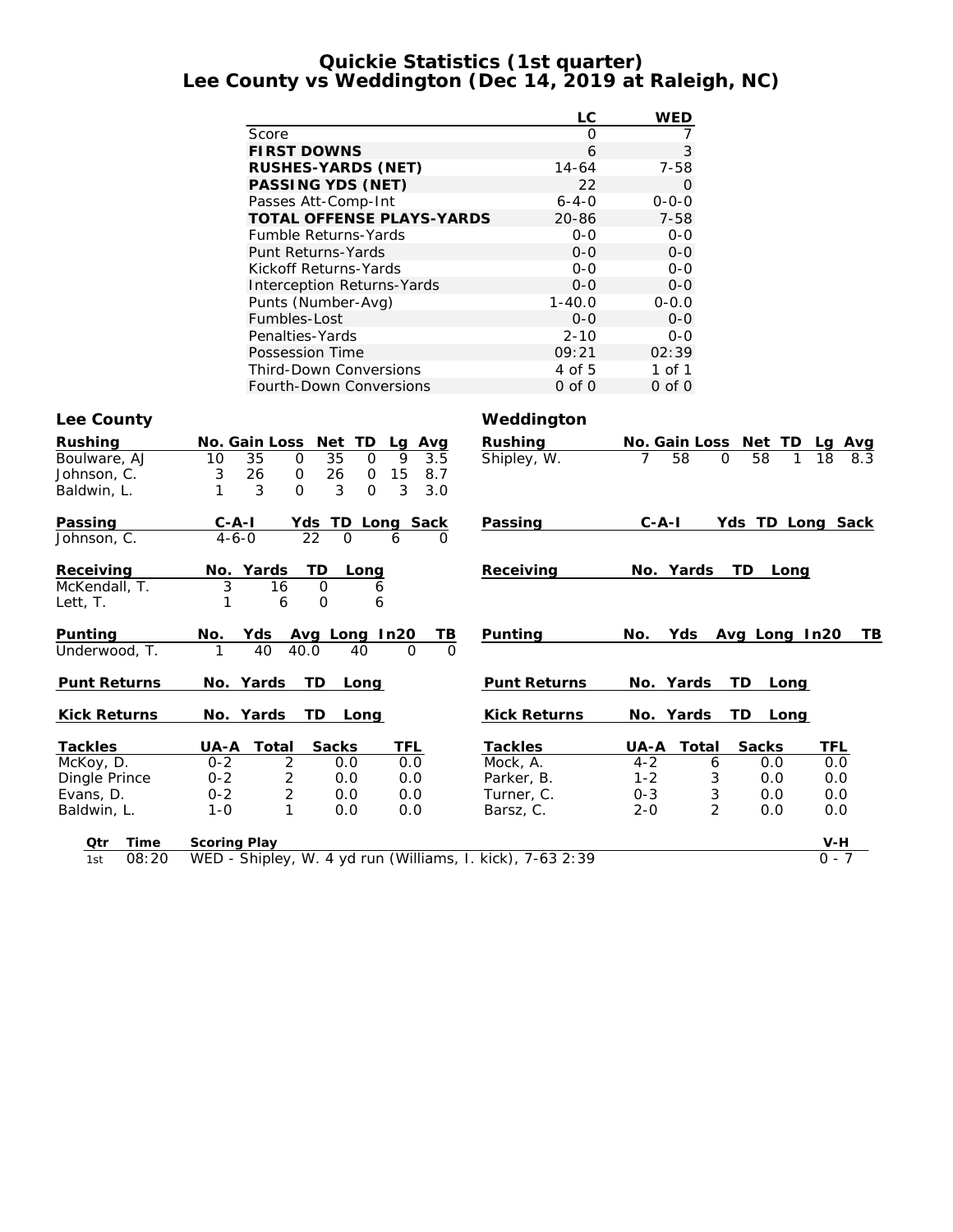# Quickie Statistics (1st quarter)
## Lee County vs Weddington (Dec 14, 2019 at Raleigh, NC)

| | LC | WED |
|---|---|---|
| Score | 0 | 7 |
| **FIRST DOWNS** | 6 | 3 |
| **RUSHES-YARDS (NET)** | 14-64 | 7-58 |
| **PASSING YDS (NET)** | 22 | 0 |
| Passes Att-Comp-Int | 6-4-0 | 0-0-0 |
| **TOTAL OFFENSE PLAYS-YARDS** | 20-86 | 7-58 |
| Fumble Returns-Yards | 0-0 | 0-0 |
| Punt Returns-Yards | 0-0 | 0-0 |
| Kickoff Returns-Yards | 0-0 | 0-0 |
| Interception Returns-Yards | 0-0 | 0-0 |
| Punts (Number-Avg) | 1-40.0 | 0-0.0 |
| Fumbles-Lost | 0-0 | 0-0 |
| Penalties-Yards | 2-10 | 0-0 |
| Possession Time | 09:21 | 02:39 |
| Third-Down Conversions | 4 of 5 | 1 of 1 |
| Fourth-Down Conversions | 0 of 0 | 0 of 0 |

### Lee County

| Rushing | No. | Gain | Loss | Net | TD | Lg | Avg |
|---|---|---|---|---|---|---|---|
| Boulware, AJ | 10 | 35 | 0 | 35 | 0 | 9 | 3.5 |
| Johnson, C. | 3 | 26 | 0 | 26 | 0 | 15 | 8.7 |
| Baldwin, L. | 1 | 3 | 0 | 3 | 0 | 3 | 3.0 |

| Passing | C-A-I | Yds | TD | Long | Sack |
|---|---|---|---|---|---|
| Johnson, C. | 4-6-0 | 22 | 0 | 6 | 0 |

| Receiving | No. | Yards | TD | Long |
|---|---|---|---|---|
| McKendall, T. | 3 | 16 | 0 | 6 |
| Lett, T. | 1 | 6 | 0 | 6 |

| Punting | No. | Yds | Avg | Long | In20 | TB |
|---|---|---|---|---|---|---|
| Underwood, T. | 1 | 40 | 40.0 | 40 | 0 | 0 |

| Punt Returns | No. | Yards | TD | Long |
|---|---|---|---|---|

| Kick Returns | No. | Yards | TD | Long |
|---|---|---|---|---|

| Tackles | UA-A | Total | Sacks | TFL |
|---|---|---|---|---|
| McKoy, D. | 0-2 | 2 | 0.0 | 0.0 |
| Dingle Prince | 0-2 | 2 | 0.0 | 0.0 |
| Evans, D. | 0-2 | 2 | 0.0 | 0.0 |
| Baldwin, L. | 1-0 | 1 | 0.0 | 0.0 |

### Weddington

| Rushing | No. | Gain | Loss | Net | TD | Lg | Avg |
|---|---|---|---|---|---|---|---|
| Shipley, W. | 7 | 58 | 0 | 58 | 1 | 18 | 8.3 |

| Passing | C-A-I | Yds | TD | Long | Sack |
|---|---|---|---|---|---|

| Receiving | No. | Yards | TD | Long |
|---|---|---|---|---|

| Punting | No. | Yds | Avg | Long | In20 | TB |
|---|---|---|---|---|---|---|

| Punt Returns | No. | Yards | TD | Long |
|---|---|---|---|---|

| Kick Returns | No. | Yards | TD | Long |
|---|---|---|---|---|

| Tackles | UA-A | Total | Sacks | TFL |
|---|---|---|---|---|
| Mock, A. | 4-2 | 6 | 0.0 | 0.0 |
| Parker, B. | 1-2 | 3 | 0.0 | 0.0 |
| Turner, C. | 0-3 | 3 | 0.0 | 0.0 |
| Barsz, C. | 2-0 | 2 | 0.0 | 0.0 |

| Qtr | Time | Scoring Play | V-H |
|---|---|---|---|
| 1st | 08:20 | WED - Shipley, W. 4 yd run (Williams, I. kick), 7-63 2:39 | 0 - 7 |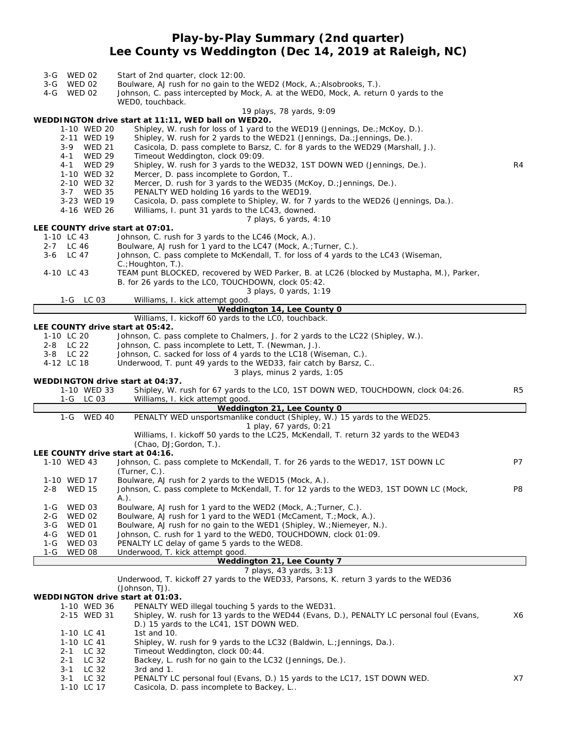# Play-by-Play Summary (2nd quarter)
## Lee County vs Weddington (Dec 14, 2019 at Raleigh, NC)

| | | | |
|---|---|---|---|
| 3-G | WED 02 | Start of 2nd quarter, clock 12:00. | |
| 3-G | WED 02 | Boulware, AJ rush for no gain to the WED2 (Mock, A.;Alsobrooks, T.). | |
| 4-G | WED 02 | Johnson, C. pass intercepted by Mock, A. at the WED0, Mock, A. return 0 yards to the WED0, touchback. | |
| | | 19 plays, 78 yards, 9:09 | |

**WEDDINGTON drive start at 11:11, WED ball on WED20.**

| | | | |
|---|---|---|---|
| 1-10 | WED 20 | Shipley, W. rush for loss of 1 yard to the WED19 (Jennings, De.;McKoy, D.). | |
| 2-11 | WED 19 | Shipley, W. rush for 2 yards to the WED21 (Jennings, Da.;Jennings, De.). | |
| 3-9 | WED 21 | Casicola, D. pass complete to Barsz, C. for 8 yards to the WED29 (Marshall, J.). | |
| 4-1 | WED 29 | Timeout Weddington, clock 09:09. | |
| 4-1 | WED 29 | Shipley, W. rush for 3 yards to the WED32, 1ST DOWN WED (Jennings, De.). | R4 |
| 1-10 | WED 32 | Mercer, D. pass incomplete to Gordon, T.. | |
| 2-10 | WED 32 | Mercer, D. rush for 3 yards to the WED35 (McKoy, D.;Jennings, De.). | |
| 3-7 | WED 35 | PENALTY WED holding 16 yards to the WED19. | |
| 3-23 | WED 19 | Casicola, D. pass complete to Shipley, W. for 7 yards to the WED26 (Jennings, Da.). | |
| 4-16 | WED 26 | Williams, I. punt 31 yards to the LC43, downed. | |
| | | 7 plays, 6 yards, 4:10 | |

**LEE COUNTY drive start at 07:01.**

| | | | |
|---|---|---|---|
| 1-10 | LC 43 | Johnson, C. rush for 3 yards to the LC46 (Mock, A.). | |
| 2-7 | LC 46 | Boulware, AJ rush for 1 yard to the LC47 (Mock, A.;Turner, C.). | |
| 3-6 | LC 47 | Johnson, C. pass complete to McKendall, T. for loss of 4 yards to the LC43 (Wiseman, C.;Houghton, T.). | |
| 4-10 | LC 43 | TEAM punt BLOCKED, recovered by WED Parker, B. at LC26 (blocked by Mustapha, M.), Parker, B. for 26 yards to the LC0, TOUCHDOWN, clock 05:42. | |
| | | 3 plays, 0 yards, 1:19 | |
| 1-G | LC 03 | Williams, I. kick attempt good. | |
| | | **Weddington 14, Lee County 0** | |
| | | Williams, I. kickoff 60 yards to the LC0, touchback. | |

**LEE COUNTY drive start at 05:42.**

| | | | |
|---|---|---|---|
| 1-10 | LC 20 | Johnson, C. pass complete to Chalmers, J. for 2 yards to the LC22 (Shipley, W.). | |
| 2-8 | LC 22 | Johnson, C. pass incomplete to Lett, T. (Newman, J.). | |
| 3-8 | LC 22 | Johnson, C. sacked for loss of 4 yards to the LC18 (Wiseman, C.). | |
| 4-12 | LC 18 | Underwood, T. punt 49 yards to the WED33, fair catch by Barsz, C.. | |
| | | 3 plays, minus 2 yards, 1:05 | |

**WEDDINGTON drive start at 04:37.**

| | | | |
|---|---|---|---|
| 1-10 | WED 33 | Shipley, W. rush for 67 yards to the LC0, 1ST DOWN WED, TOUCHDOWN, clock 04:26. | R5 |
| 1-G | LC 03 | Williams, I. kick attempt good. | |
| | | **Weddington 21, Lee County 0** | |
| 1-G | WED 40 | PENALTY WED unsportsmanlike conduct (Shipley, W.) 15 yards to the WED25. | |
| | | 1 play, 67 yards, 0:21 | |
| | | Williams, I. kickoff 50 yards to the LC25, McKendall, T. return 32 yards to the WED43 (Chao, DJ;Gordon, T.). | |

**LEE COUNTY drive start at 04:16.**

| | | | |
|---|---|---|---|
| 1-10 | WED 43 | Johnson, C. pass complete to McKendall, T. for 26 yards to the WED17, 1ST DOWN LC (Turner, C.). | P7 |
| 1-10 | WED 17 | Boulware, AJ rush for 2 yards to the WED15 (Mock, A.). | |
| 2-8 | WED 15 | Johnson, C. pass complete to McKendall, T. for 12 yards to the WED3, 1ST DOWN LC (Mock, A.). | P8 |
| 1-G | WED 03 | Boulware, AJ rush for 1 yard to the WED2 (Mock, A.;Turner, C.). | |
| 2-G | WED 02 | Boulware, AJ rush for 1 yard to the WED1 (McCament, T.;Mock, A.). | |
| 3-G | WED 01 | Boulware, AJ rush for no gain to the WED1 (Shipley, W.;Niemeyer, N.). | |
| 4-G | WED 01 | Johnson, C. rush for 1 yard to the WED0, TOUCHDOWN, clock 01:09. | |
| 1-G | WED 03 | PENALTY LC delay of game 5 yards to the WED8. | |
| 1-G | WED 08 | Underwood, T. kick attempt good. | |
| | | **Weddington 21, Lee County 7** | |
| | | 7 plays, 43 yards, 3:13 | |
| | | Underwood, T. kickoff 27 yards to the WED33, Parsons, K. return 3 yards to the WED36 (Johnson, TJ). | |

**WEDDINGTON drive start at 01:03.**

| | | | |
|---|---|---|---|
| 1-10 | WED 36 | PENALTY WED illegal touching 5 yards to the WED31. | |
| 2-15 | WED 31 | Shipley, W. rush for 13 yards to the WED44 (Evans, D.), PENALTY LC personal foul (Evans, D.) 15 yards to the LC41, 1ST DOWN WED. | X6 |
| 1-10 | LC 41 | 1st and 10. | |
| 1-10 | LC 41 | Shipley, W. rush for 9 yards to the LC32 (Baldwin, L.;Jennings, Da.). | |
| 2-1 | LC 32 | Timeout Weddington, clock 00:44. | |
| 2-1 | LC 32 | Backey, L. rush for no gain to the LC32 (Jennings, De.). | |
| 3-1 | LC 32 | 3rd and 1. | |
| 3-1 | LC 32 | PENALTY LC personal foul (Evans, D.) 15 yards to the LC17, 1ST DOWN WED. | X7 |
| 1-10 | LC 17 | Casicola, D. pass incomplete to Backey, L.. | |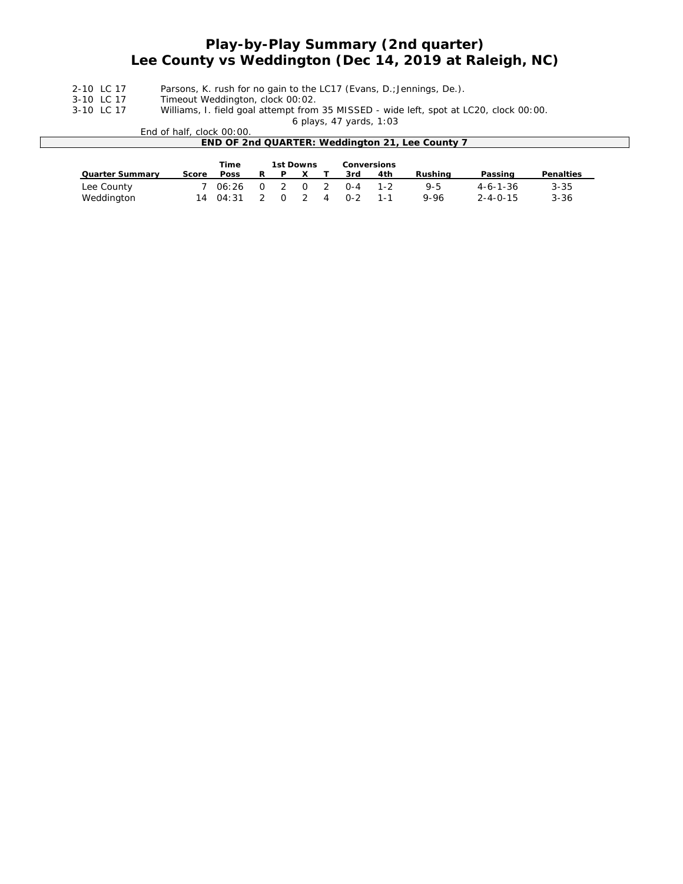# Play-by-Play Summary (2nd quarter)
## Lee County vs Weddington (Dec 14, 2019 at Raleigh, NC)

| | |
|---|---|
| 2-10 LC 17 | Parsons, K. rush for no gain to the LC17 (Evans, D.;Jennings, De.). |
| 3-10 LC 17 | Timeout Weddington, clock 00:02. |
| 3-10 LC 17 | Williams, I. field goal attempt from 35 MISSED - wide left, spot at LC20, clock 00:00. |
| | 6 plays, 47 yards, 1:03 |

End of half, clock 00:00.

**END OF 2nd QUARTER: Weddington 21, Lee County 7**

| Quarter Summary | Score | Time Poss | 1st Downs R | P | X | T | Conversions 3rd | 4th | Rushing | Passing | Penalties |
|---|---|---|---|---|---|---|---|---|---|---|---|
| Lee County | 7 | 06:26 | 0 | 2 | 0 | 2 | 0-4 | 1-2 | 9-5 | 4-6-1-36 | 3-35 |
| Weddington | 14 | 04:31 | 2 | 0 | 2 | 4 | 0-2 | 1-1 | 9-96 | 2-4-0-15 | 3-36 |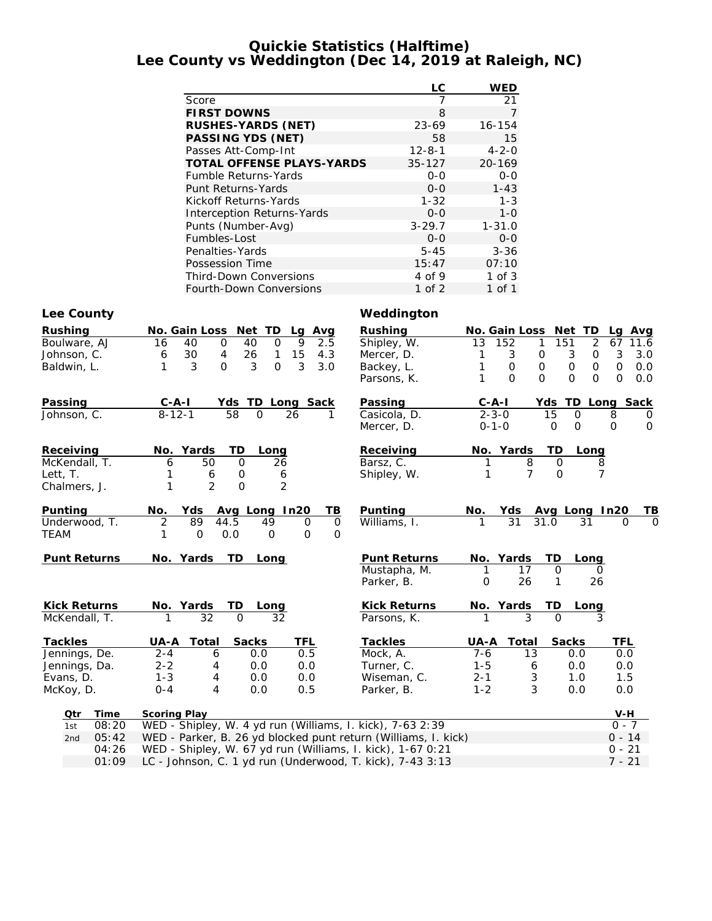# Quickie Statistics (Halftime)
## Lee County vs Weddington (Dec 14, 2019 at Raleigh, NC)

| | LC | WED |
|---|---|---|
| Score | 7 | 21 |
| **FIRST DOWNS** | 8 | 7 |
| **RUSHES-YARDS (NET)** | 23-69 | 16-154 |
| **PASSING YDS (NET)** | 58 | 15 |
| Passes Att-Comp-Int | 12-8-1 | 4-2-0 |
| **TOTAL OFFENSE PLAYS-YARDS** | 35-127 | 20-169 |
| Fumble Returns-Yards | 0-0 | 0-0 |
| Punt Returns-Yards | 0-0 | 1-43 |
| Kickoff Returns-Yards | 1-32 | 1-3 |
| Interception Returns-Yards | 0-0 | 1-0 |
| Punts (Number-Avg) | 3-29.7 | 1-31.0 |
| Fumbles-Lost | 0-0 | 0-0 |
| Penalties-Yards | 5-45 | 3-36 |
| Possession Time | 15:47 | 07:10 |
| Third-Down Conversions | 4 of 9 | 1 of 3 |
| Fourth-Down Conversions | 1 of 2 | 1 of 1 |

### Lee County

| Rushing | No. | Gain | Loss | Net | TD | Lg | Avg |
|---|---|---|---|---|---|---|---|
| Boulware, AJ | 16 | 40 | 0 | 40 | 0 | 9 | 2.5 |
| Johnson, C. | 6 | 30 | 4 | 26 | 1 | 15 | 4.3 |
| Baldwin, L. | 1 | 3 | 0 | 3 | 0 | 3 | 3.0 |

| Passing | C-A-I | Yds | TD | Long | Sack |
|---|---|---|---|---|---|
| Johnson, C. | 8-12-1 | 58 | 0 | 26 | 1 |

| Receiving | No. | Yards | TD | Long |
|---|---|---|---|---|
| McKendall, T. | 6 | 50 | 0 | 26 |
| Lett, T. | 1 | 6 | 0 | 6 |
| Chalmers, J. | 1 | 2 | 0 | 2 |

| Punting | No. | Yds | Avg | Long | In20 | TB |
|---|---|---|---|---|---|---|
| Underwood, T. | 2 | 89 | 44.5 | 49 | 0 | 0 |
| TEAM | 1 | 0 | 0.0 | 0 | 0 | 0 |

| Punt Returns | No. | Yards | TD | Long |
|---|---|---|---|---|

| Kick Returns | No. | Yards | TD | Long |
|---|---|---|---|---|
| McKendall, T. | 1 | 32 | 0 | 32 |

| Tackles | UA-A | Total | Sacks | TFL |
|---|---|---|---|---|
| Jennings, De. | 2-4 | 6 | 0.0 | 0.5 |
| Jennings, Da. | 2-2 | 4 | 0.0 | 0.0 |
| Evans, D. | 1-3 | 4 | 0.0 | 0.0 |
| McKoy, D. | 0-4 | 4 | 0.0 | 0.5 |

### Weddington

| Rushing | No. | Gain | Loss | Net | TD | Lg | Avg |
|---|---|---|---|---|---|---|---|
| Shipley, W. | 13 | 152 | 1 | 151 | 2 | 67 | 11.6 |
| Mercer, D. | 1 | 3 | 0 | 3 | 0 | 3 | 3.0 |
| Backey, L. | 1 | 0 | 0 | 0 | 0 | 0 | 0.0 |
| Parsons, K. | 1 | 0 | 0 | 0 | 0 | 0 | 0.0 |

| Passing | C-A-I | Yds | TD | Long | Sack |
|---|---|---|---|---|---|
| Casicola, D. | 2-3-0 | 15 | 0 | 8 | 0 |
| Mercer, D. | 0-1-0 | 0 | 0 | 0 | 0 |

| Receiving | No. | Yards | TD | Long |
|---|---|---|---|---|
| Barsz, C. | 1 | 8 | 0 | 8 |
| Shipley, W. | 1 | 7 | 0 | 7 |

| Punting | No. | Yds | Avg | Long | In20 | TB |
|---|---|---|---|---|---|---|
| Williams, I. | 1 | 31 | 31.0 | 31 | 0 | 0 |

| Punt Returns | No. | Yards | TD | Long |
|---|---|---|---|---|
| Mustapha, M. | 1 | 17 | 0 | 0 |
| Parker, B. | 0 | 26 | 1 | 26 |

| Kick Returns | No. | Yards | TD | Long |
|---|---|---|---|---|
| Parsons, K. | 1 | 3 | 0 | 3 |

| Tackles | UA-A | Total | Sacks | TFL |
|---|---|---|---|---|
| Mock, A. | 7-6 | 13 | 0.0 | 0.0 |
| Turner, C. | 1-5 | 6 | 0.0 | 0.0 |
| Wiseman, C. | 2-1 | 3 | 1.0 | 1.5 |
| Parker, B. | 1-2 | 3 | 0.0 | 0.0 |

| Qtr | Time | Scoring Play | V-H |
|---|---|---|---|
| 1st | 08:20 | WED - Shipley, W. 4 yd run (Williams, I. kick), 7-63 2:39 | 0 - 7 |
| 2nd | 05:42 | WED - Parker, B. 26 yd blocked punt return (Williams, I. kick) | 0 - 14 |
| | 04:26 | WED - Shipley, W. 67 yd run (Williams, I. kick), 1-67 0:21 | 0 - 21 |
| | 01:09 | LC - Johnson, C. 1 yd run (Underwood, T. kick), 7-43 3:13 | 7 - 21 |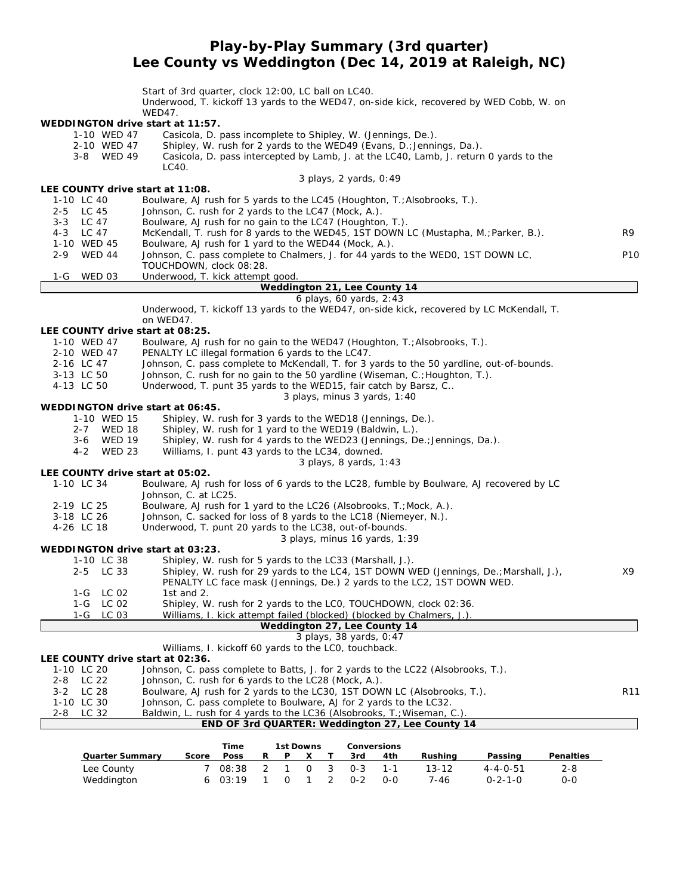# Play-by-Play Summary (3rd quarter)
## Lee County vs Weddington (Dec 14, 2019 at Raleigh, NC)

Start of 3rd quarter, clock 12:00, LC ball on LC40.
Underwood, T. kickoff 13 yards to the WED47, on-side kick, recovered by WED Cobb, W. on WED47.

**WEDDINGTON drive start at 11:57.**

| | | |
|---|---|---|
| 1-10 WED 47 | Casicola, D. pass incomplete to Shipley, W. (Jennings, De.). | |
| 2-10 WED 47 | Shipley, W. rush for 2 yards to the WED49 (Evans, D.;Jennings, Da.). | |
| 3-8 WED 49 | Casicola, D. pass intercepted by Lamb, J. at the LC40, Lamb, J. return 0 yards to the LC40. | |
| | 3 plays, 2 yards, 0:49 | |

**LEE COUNTY drive start at 11:08.**

| | | |
|---|---|---|
| 1-10 LC 40 | Boulware, AJ rush for 5 yards to the LC45 (Houghton, T.;Alsobrooks, T.). | |
| 2-5 LC 45 | Johnson, C. rush for 2 yards to the LC47 (Mock, A.). | |
| 3-3 LC 47 | Boulware, AJ rush for no gain to the LC47 (Houghton, T.). | |
| 4-3 LC 47 | McKendall, T. rush for 8 yards to the WED45, 1ST DOWN LC (Mustapha, M.;Parker, B.). | R9 |
| 1-10 WED 45 | Boulware, AJ rush for 1 yard to the WED44 (Mock, A.). | |
| 2-9 WED 44 | Johnson, C. pass complete to Chalmers, J. for 44 yards to the WED0, 1ST DOWN LC, TOUCHDOWN, clock 08:28. | P10 |
| 1-G WED 03 | Underwood, T. kick attempt good. | |

**Weddington 21, Lee County 14**

6 plays, 60 yards, 2:43

Underwood, T. kickoff 13 yards to the WED47, on-side kick, recovered by LC McKendall, T. on WED47.

**LEE COUNTY drive start at 08:25.**

| | |
|---|---|
| 1-10 WED 47 | Boulware, AJ rush for no gain to the WED47 (Houghton, T.;Alsobrooks, T.). |
| 2-10 WED 47 | PENALTY LC illegal formation 6 yards to the LC47. |
| 2-16 LC 47 | Johnson, C. pass complete to McKendall, T. for 3 yards to the 50 yardline, out-of-bounds. |
| 3-13 LC 50 | Johnson, C. rush for no gain to the 50 yardline (Wiseman, C.;Houghton, T.). |
| 4-13 LC 50 | Underwood, T. punt 35 yards to the WED15, fair catch by Barsz, C.. |
| | 3 plays, minus 3 yards, 1:40 |

**WEDDINGTON drive start at 06:45.**

| | |
|---|---|
| 1-10 WED 15 | Shipley, W. rush for 3 yards to the WED18 (Jennings, De.). |
| 2-7 WED 18 | Shipley, W. rush for 1 yard to the WED19 (Baldwin, L.). |
| 3-6 WED 19 | Shipley, W. rush for 4 yards to the WED23 (Jennings, De.;Jennings, Da.). |
| 4-2 WED 23 | Williams, I. punt 43 yards to the LC34, downed. |
| | 3 plays, 8 yards, 1:43 |

**LEE COUNTY drive start at 05:02.**

| | |
|---|---|
| 1-10 LC 34 | Boulware, AJ rush for loss of 6 yards to the LC28, fumble by Boulware, AJ recovered by LC Johnson, C. at LC25. |
| 2-19 LC 25 | Boulware, AJ rush for 1 yard to the LC26 (Alsobrooks, T.;Mock, A.). |
| 3-18 LC 26 | Johnson, C. sacked for loss of 8 yards to the LC18 (Niemeyer, N.). |
| 4-26 LC 18 | Underwood, T. punt 20 yards to the LC38, out-of-bounds. |
| | 3 plays, minus 16 yards, 1:39 |

**WEDDINGTON drive start at 03:23.**

| | | |
|---|---|---|
| 1-10 LC 38 | Shipley, W. rush for 5 yards to the LC33 (Marshall, J.). | |
| 2-5 LC 33 | Shipley, W. rush for 29 yards to the LC4, 1ST DOWN WED (Jennings, De.;Marshall, J.), PENALTY LC face mask (Jennings, De.) 2 yards to the LC2, 1ST DOWN WED. | X9 |
| 1-G LC 02 | 1st and 2. | |
| 1-G LC 02 | Shipley, W. rush for 2 yards to the LC0, TOUCHDOWN, clock 02:36. | |
| 1-G LC 03 | Williams, I. kick attempt failed (blocked) (blocked by Chalmers, J.). | |

**Weddington 27, Lee County 14**

3 plays, 38 yards, 0:47

Williams, I. kickoff 60 yards to the LC0, touchback.

**LEE COUNTY drive start at 02:36.**

| | | |
|---|---|---|
| 1-10 LC 20 | Johnson, C. pass complete to Batts, J. for 2 yards to the LC22 (Alsobrooks, T.). | |
| 2-8 LC 22 | Johnson, C. rush for 6 yards to the LC28 (Mock, A.). | |
| 3-2 LC 28 | Boulware, AJ rush for 2 yards to the LC30, 1ST DOWN LC (Alsobrooks, T.). | R11 |
| 1-10 LC 30 | Johnson, C. pass complete to Boulware, AJ for 2 yards to the LC32. | |
| 2-8 LC 32 | Baldwin, L. rush for 4 yards to the LC36 (Alsobrooks, T.;Wiseman, C.). | |

**END OF 3rd QUARTER: Weddington 27, Lee County 14**

| Quarter Summary | Score | Time Poss | 1st Downs R | P | X | T | Conversions 3rd | 4th | Rushing | Passing | Penalties |
|---|---|---|---|---|---|---|---|---|---|---|---|
| Lee County | 7 | 08:38 | 2 | 1 | 0 | 3 | 0-3 | 1-1 | 13-12 | 4-4-0-51 | 2-8 |
| Weddington | 6 | 03:19 | 1 | 0 | 1 | 2 | 0-2 | 0-0 | 7-46 | 0-2-1-0 | 0-0 |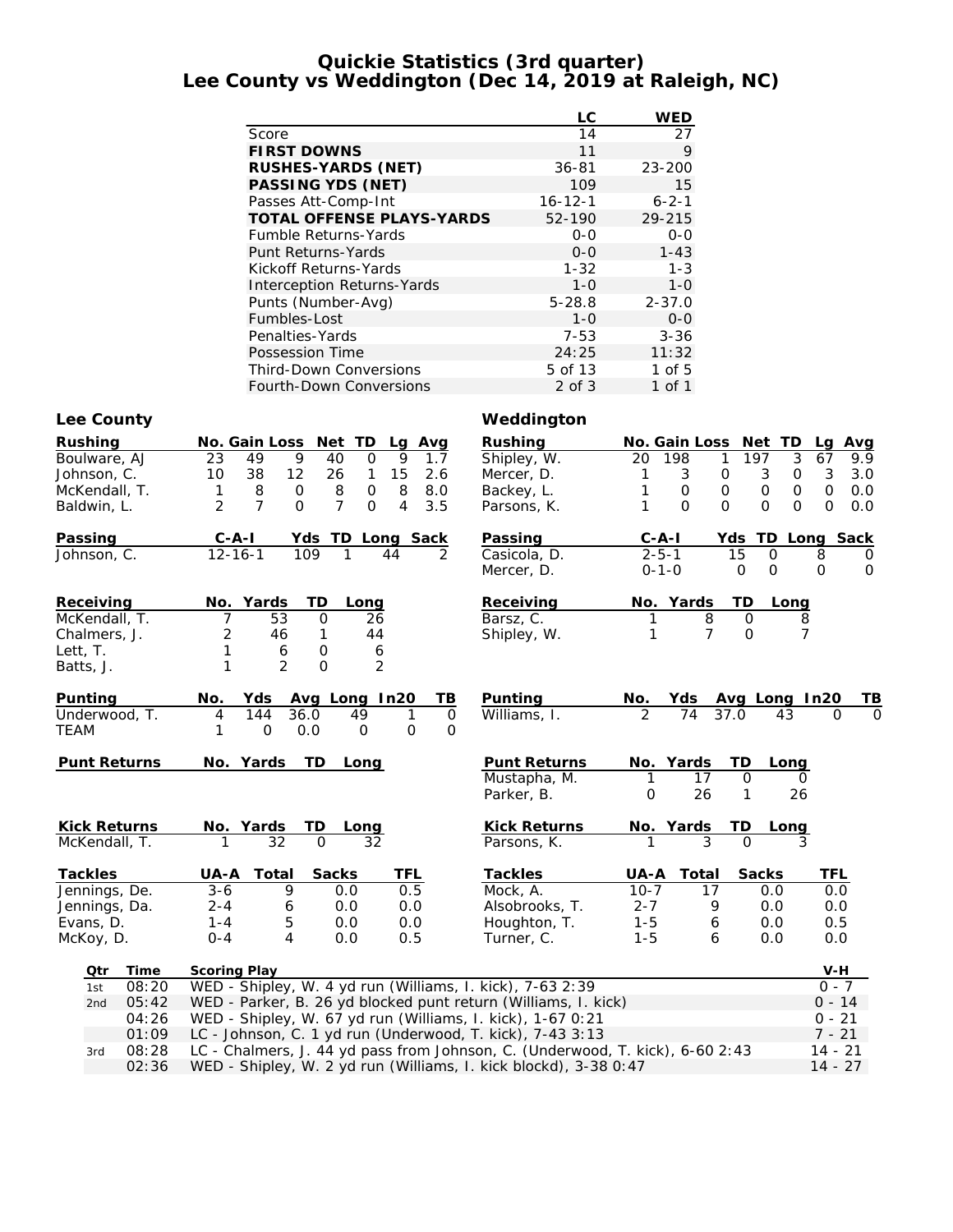# Quickie Statistics (3rd quarter)
## Lee County vs Weddington (Dec 14, 2019 at Raleigh, NC)

| | LC | WED |
|---|---|---|
| Score | 14 | 27 |
| **FIRST DOWNS** | 11 | 9 |
| **RUSHES-YARDS (NET)** | 36-81 | 23-200 |
| **PASSING YDS (NET)** | 109 | 15 |
| Passes Att-Comp-Int | 16-12-1 | 6-2-1 |
| **TOTAL OFFENSE PLAYS-YARDS** | 52-190 | 29-215 |
| Fumble Returns-Yards | 0-0 | 0-0 |
| Punt Returns-Yards | 0-0 | 1-43 |
| Kickoff Returns-Yards | 1-32 | 1-3 |
| Interception Returns-Yards | 1-0 | 1-0 |
| Punts (Number-Avg) | 5-28.8 | 2-37.0 |
| Fumbles-Lost | 1-0 | 0-0 |
| Penalties-Yards | 7-53 | 3-36 |
| Possession Time | 24:25 | 11:32 |
| Third-Down Conversions | 5 of 13 | 1 of 5 |
| Fourth-Down Conversions | 2 of 3 | 1 of 1 |

### Lee County

| Rushing | No. | Gain | Loss | Net | TD | Lg | Avg |
|---|---|---|---|---|---|---|---|
| Boulware, AJ | 23 | 49 | 9 | 40 | 0 | 9 | 1.7 |
| Johnson, C. | 10 | 38 | 12 | 26 | 1 | 15 | 2.6 |
| McKendall, T. | 1 | 8 | 0 | 8 | 0 | 8 | 8.0 |
| Baldwin, L. | 2 | 7 | 0 | 7 | 0 | 4 | 3.5 |

| Passing | C-A-I | Yds | TD | Long | Sack |
|---|---|---|---|---|---|
| Johnson, C. | 12-16-1 | 109 | 1 | 44 | 2 |

| Receiving | No. | Yards | TD | Long |
|---|---|---|---|---|
| McKendall, T. | 7 | 53 | 0 | 26 |
| Chalmers, J. | 2 | 46 | 1 | 44 |
| Lett, T. | 1 | 6 | 0 | 6 |
| Batts, J. | 1 | 2 | 0 | 2 |

| Punting | No. | Yds | Avg | Long | In20 | TB |
|---|---|---|---|---|---|---|
| Underwood, T. | 4 | 144 | 36.0 | 49 | 1 | 0 |
| TEAM | 1 | 0 | 0.0 | 0 | 0 | 0 |

| Punt Returns | No. | Yards | TD | Long |
|---|---|---|---|---|

| Kick Returns | No. | Yards | TD | Long |
|---|---|---|---|---|
| McKendall, T. | 1 | 32 | 0 | 32 |

| Tackles | UA-A | Total | Sacks | TFL |
|---|---|---|---|---|
| Jennings, De. | 3-6 | 9 | 0.0 | 0.5 |
| Jennings, Da. | 2-4 | 6 | 0.0 | 0.0 |
| Evans, D. | 1-4 | 5 | 0.0 | 0.0 |
| McKoy, D. | 0-4 | 4 | 0.0 | 0.5 |

### Weddington

| Rushing | No. | Gain | Loss | Net | TD | Lg | Avg |
|---|---|---|---|---|---|---|---|
| Shipley, W. | 20 | 198 | 1 | 197 | 3 | 67 | 9.9 |
| Mercer, D. | 1 | 3 | 0 | 3 | 0 | 3 | 3.0 |
| Backey, L. | 1 | 0 | 0 | 0 | 0 | 0 | 0.0 |
| Parsons, K. | 1 | 0 | 0 | 0 | 0 | 0 | 0.0 |

| Passing | C-A-I | Yds | TD | Long | Sack |
|---|---|---|---|---|---|
| Casicola, D. | 2-5-1 | 15 | 0 | 8 | 0 |
| Mercer, D. | 0-1-0 | 0 | 0 | 0 | 0 |

| Receiving | No. | Yards | TD | Long |
|---|---|---|---|---|
| Barsz, C. | 1 | 8 | 0 | 8 |
| Shipley, W. | 1 | 7 | 0 | 7 |

| Punting | No. | Yds | Avg | Long | In20 | TB |
|---|---|---|---|---|---|---|
| Williams, I. | 2 | 74 | 37.0 | 43 | 0 | 0 |

| Punt Returns | No. | Yards | TD | Long |
|---|---|---|---|---|
| Mustapha, M. | 1 | 17 | 0 | 0 |
| Parker, B. | 0 | 26 | 1 | 26 |

| Kick Returns | No. | Yards | TD | Long |
|---|---|---|---|---|
| Parsons, K. | 1 | 3 | 0 | 3 |

| Tackles | UA-A | Total | Sacks | TFL |
|---|---|---|---|---|
| Mock, A. | 10-7 | 17 | 0.0 | 0.0 |
| Alsobrooks, T. | 2-7 | 9 | 0.0 | 0.0 |
| Houghton, T. | 1-5 | 6 | 0.0 | 0.5 |
| Turner, C. | 1-5 | 6 | 0.0 | 0.0 |

| Qtr | Time | Scoring Play | V-H |
|---|---|---|---|
| 1st | 08:20 | WED - Shipley, W. 4 yd run (Williams, I. kick), 7-63 2:39 | 0 - 7 |
| 2nd | 05:42 | WED - Parker, B. 26 yd blocked punt return (Williams, I. kick) | 0 - 14 |
| | 04:26 | WED - Shipley, W. 67 yd run (Williams, I. kick), 1-67 0:21 | 0 - 21 |
| | 01:09 | LC - Johnson, C. 1 yd run (Underwood, T. kick), 7-43 3:13 | 7 - 21 |
| 3rd | 08:28 | LC - Chalmers, J. 44 yd pass from Johnson, C. (Underwood, T. kick), 6-60 2:43 | 14 - 21 |
| | 02:36 | WED - Shipley, W. 2 yd run (Williams, I. kick blockd), 3-38 0:47 | 14 - 27 |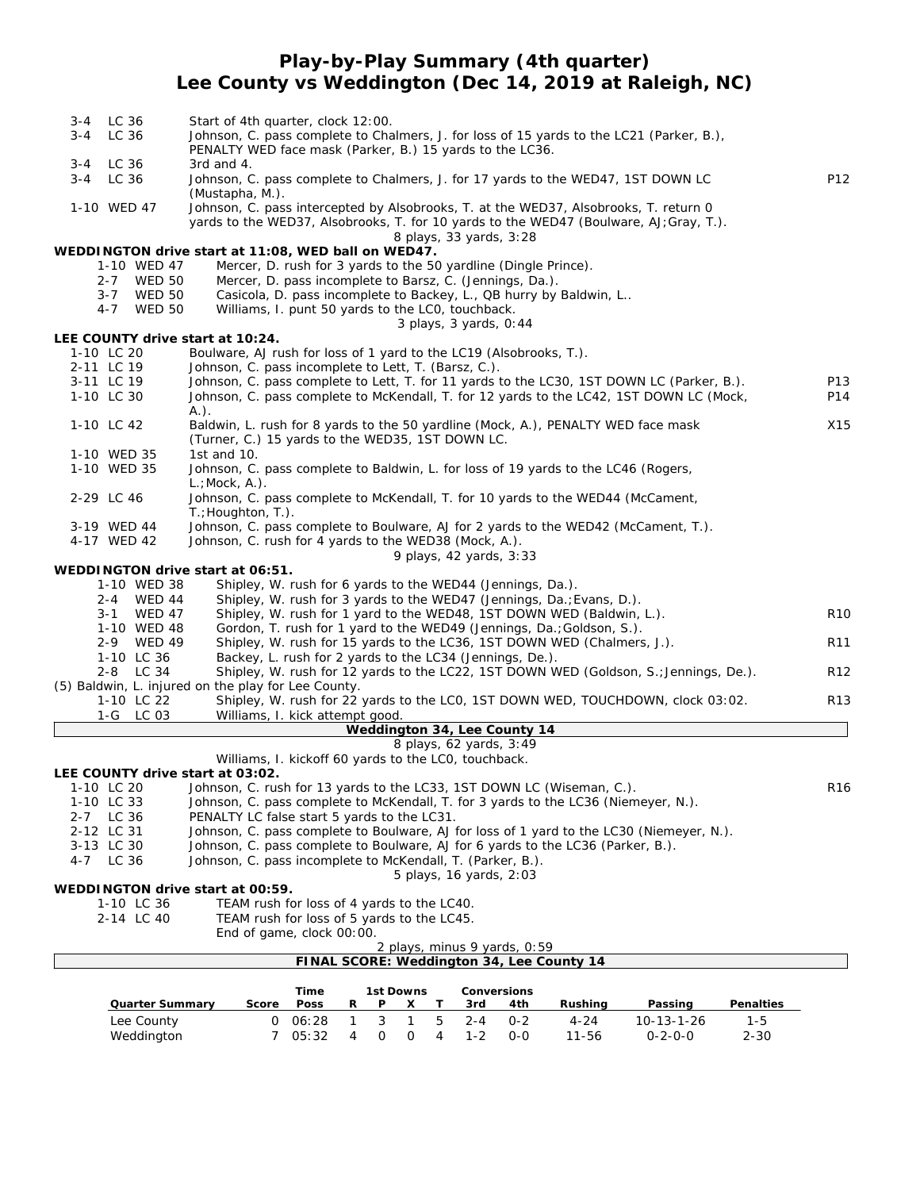# Play-by-Play Summary (4th quarter)
## Lee County vs Weddington (Dec 14, 2019 at Raleigh, NC)

3-4 LC 36 Start of 4th quarter, clock 12:00.
3-4 LC 36 Johnson, C. pass complete to Chalmers, J. for loss of 15 yards to the LC21 (Parker, B.), PENALTY WED face mask (Parker, B.) 15 yards to the LC36.
3-4 LC 36 3rd and 4.
3-4 LC 36 Johnson, C. pass complete to Chalmers, J. for 17 yards to the WED47, 1ST DOWN LC (Mustapha, M.). P12
1-10 WED 47 Johnson, C. pass intercepted by Alsobrooks, T. at the WED37, Alsobrooks, T. return 0 yards to the WED37, Alsobrooks, T. for 10 yards to the WED47 (Boulware, AJ;Gray, T.).

8 plays, 33 yards, 3:28

**WEDDINGTON drive start at 11:08, WED ball on WED47.**

1-10 WED 47 Mercer, D. rush for 3 yards to the 50 yardline (Dingle Prince).
2-7 WED 50 Mercer, D. pass incomplete to Barsz, C. (Jennings, Da.).
3-7 WED 50 Casicola, D. pass incomplete to Backey, L., QB hurry by Baldwin, L..
4-7 WED 50 Williams, I. punt 50 yards to the LC0, touchback.

3 plays, 3 yards, 0:44

**LEE COUNTY drive start at 10:24.**

1-10 LC 20 Boulware, AJ rush for loss of 1 yard to the LC19 (Alsobrooks, T.).
2-11 LC 19 Johnson, C. pass incomplete to Lett, T. (Barsz, C.).
3-11 LC 19 Johnson, C. pass complete to Lett, T. for 11 yards to the LC30, 1ST DOWN LC (Parker, B.). P13
1-10 LC 30 Johnson, C. pass complete to McKendall, T. for 12 yards to the LC42, 1ST DOWN LC (Mock, A.). P14
1-10 LC 42 Baldwin, L. rush for 8 yards to the 50 yardline (Mock, A.), PENALTY WED face mask (Turner, C.) 15 yards to the WED35, 1ST DOWN LC. X15
1-10 WED 35 1st and 10.
1-10 WED 35 Johnson, C. pass complete to Baldwin, L. for loss of 19 yards to the LC46 (Rogers, L.;Mock, A.).
2-29 LC 46 Johnson, C. pass complete to McKendall, T. for 10 yards to the WED44 (McCament, T.;Houghton, T.).
3-19 WED 44 Johnson, C. pass complete to Boulware, AJ for 2 yards to the WED42 (McCament, T.).
4-17 WED 42 Johnson, C. rush for 4 yards to the WED38 (Mock, A.).

9 plays, 42 yards, 3:33

**WEDDINGTON drive start at 06:51.**

1-10 WED 38 Shipley, W. rush for 6 yards to the WED44 (Jennings, Da.).
2-4 WED 44 Shipley, W. rush for 3 yards to the WED47 (Jennings, Da.;Evans, D.).
3-1 WED 47 Shipley, W. rush for 1 yard to the WED48, 1ST DOWN WED (Baldwin, L.). R10
1-10 WED 48 Gordon, T. rush for 1 yard to the WED49 (Jennings, Da.;Goldson, S.).
2-9 WED 49 Shipley, W. rush for 15 yards to the LC36, 1ST DOWN WED (Chalmers, J.). R11
1-10 LC 36 Backey, L. rush for 2 yards to the LC34 (Jennings, De.).
2-8 LC 34 Shipley, W. rush for 12 yards to the LC22, 1ST DOWN WED (Goldson, S.;Jennings, De.). R12
(5) Baldwin, L. injured on the play for Lee County.
1-10 LC 22 Shipley, W. rush for 22 yards to the LC0, 1ST DOWN WED, TOUCHDOWN, clock 03:02. R13
1-G LC 03 Williams, I. kick attempt good.

**Weddington 34, Lee County 14**

8 plays, 62 yards, 3:49

Williams, I. kickoff 60 yards to the LC0, touchback.

**LEE COUNTY drive start at 03:02.**

1-10 LC 20 Johnson, C. rush for 13 yards to the LC33, 1ST DOWN LC (Wiseman, C.). R16
1-10 LC 33 Johnson, C. pass complete to McKendall, T. for 3 yards to the LC36 (Niemeyer, N.).
2-7 LC 36 PENALTY LC false start 5 yards to the LC31.
2-12 LC 31 Johnson, C. pass complete to Boulware, AJ for loss of 1 yard to the LC30 (Niemeyer, N.).
3-13 LC 30 Johnson, C. pass complete to Boulware, AJ for 6 yards to the LC36 (Parker, B.).
4-7 LC 36 Johnson, C. pass incomplete to McKendall, T. (Parker, B.).

5 plays, 16 yards, 2:03

**WEDDINGTON drive start at 00:59.**

1-10 LC 36 TEAM rush for loss of 4 yards to the LC40.
2-14 LC 40 TEAM rush for loss of 5 yards to the LC45.
End of game, clock 00:00.

2 plays, minus 9 yards, 0:59

**FINAL SCORE: Weddington 34, Lee County 14**

| Quarter Summary | Score | Time Poss | 1st Downs R | P | X | T | Conversions 3rd | 4th | Rushing | Passing | Penalties |
|---|---|---|---|---|---|---|---|---|---|---|---|
| Lee County | 0 | 06:28 | 1 | 3 | 1 | 5 | 2-4 | 0-2 | 4-24 | 10-13-1-26 | 1-5 |
| Weddington | 7 | 05:32 | 4 | 0 | 0 | 4 | 1-2 | 0-0 | 11-56 | 0-2-0-0 | 2-30 |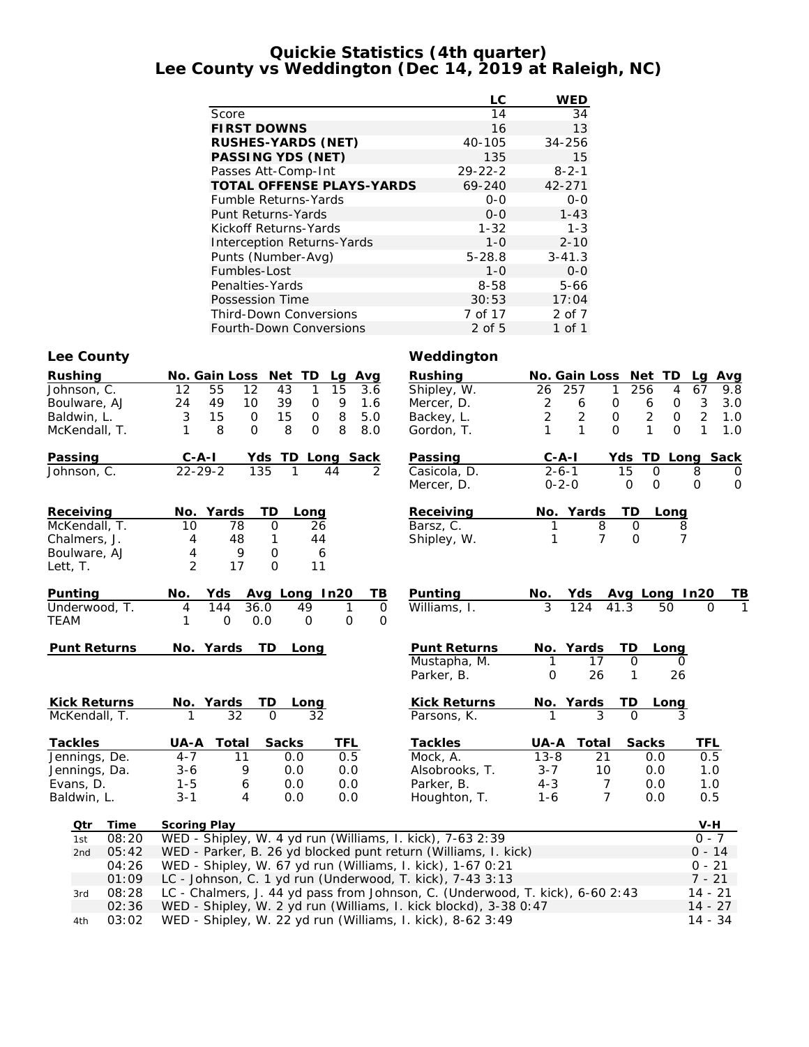# Quickie Statistics (4th quarter)
## Lee County vs Weddington (Dec 14, 2019 at Raleigh, NC)

| | LC | WED |
|---|---|---|
| Score | 14 | 34 |
| **FIRST DOWNS** | 16 | 13 |
| **RUSHES-YARDS (NET)** | 40-105 | 34-256 |
| **PASSING YDS (NET)** | 135 | 15 |
| Passes Att-Comp-Int | 29-22-2 | 8-2-1 |
| **TOTAL OFFENSE PLAYS-YARDS** | 69-240 | 42-271 |
| Fumble Returns-Yards | 0-0 | 0-0 |
| Punt Returns-Yards | 0-0 | 1-43 |
| Kickoff Returns-Yards | 1-32 | 1-3 |
| Interception Returns-Yards | 1-0 | 2-10 |
| Punts (Number-Avg) | 5-28.8 | 3-41.3 |
| Fumbles-Lost | 1-0 | 0-0 |
| Penalties-Yards | 8-58 | 5-66 |
| Possession Time | 30:53 | 17:04 |
| Third-Down Conversions | 7 of 17 | 2 of 7 |
| Fourth-Down Conversions | 2 of 5 | 1 of 1 |

### Lee County

| Rushing | No. | Gain | Loss | Net | TD | Lg | Avg |
|---|---|---|---|---|---|---|---|
| Johnson, C. | 12 | 55 | 12 | 43 | 1 | 15 | 3.6 |
| Boulware, AJ | 24 | 49 | 10 | 39 | 0 | 9 | 1.6 |
| Baldwin, L. | 3 | 15 | 0 | 15 | 0 | 8 | 5.0 |
| McKendall, T. | 1 | 8 | 0 | 8 | 0 | 8 | 8.0 |

| Passing | C-A-I | Yds | TD | Long | Sack |
|---|---|---|---|---|---|
| Johnson, C. | 22-29-2 | 135 | 1 | 44 | 2 |

| Receiving | No. | Yards | TD | Long |
|---|---|---|---|---|
| McKendall, T. | 10 | 78 | 0 | 26 |
| Chalmers, J. | 4 | 48 | 1 | 44 |
| Boulware, AJ | 4 | 9 | 0 | 6 |
| Lett, T. | 2 | 17 | 0 | 11 |

| Punting | No. | Yds | Avg | Long | In20 | TB |
|---|---|---|---|---|---|---|
| Underwood, T. | 4 | 144 | 36.0 | 49 | 1 | 0 |
| TEAM | 1 | 0 | 0.0 | 0 | 0 | 0 |

| Punt Returns | No. | Yards | TD | Long |
|---|---|---|---|---|

| Kick Returns | No. | Yards | TD | Long |
|---|---|---|---|---|
| McKendall, T. | 1 | 32 | 0 | 32 |

| Tackles | UA-A | Total | Sacks | TFL |
|---|---|---|---|---|
| Jennings, De. | 4-7 | 11 | 0.0 | 0.5 |
| Jennings, Da. | 3-6 | 9 | 0.0 | 0.0 |
| Evans, D. | 1-5 | 6 | 0.0 | 0.0 |
| Baldwin, L. | 3-1 | 4 | 0.0 | 0.0 |

### Weddington

| Rushing | No. | Gain | Loss | Net | TD | Lg | Avg |
|---|---|---|---|---|---|---|---|
| Shipley, W. | 26 | 257 | 1 | 256 | 4 | 67 | 9.8 |
| Mercer, D. | 2 | 6 | 0 | 6 | 0 | 3 | 3.0 |
| Backey, L. | 2 | 2 | 0 | 2 | 0 | 2 | 1.0 |
| Gordon, T. | 1 | 1 | 0 | 1 | 0 | 1 | 1.0 |

| Passing | C-A-I | Yds | TD | Long | Sack |
|---|---|---|---|---|---|
| Casicola, D. | 2-6-1 | 15 | 0 | 8 | 0 |
| Mercer, D. | 0-2-0 | 0 | 0 | 0 | 0 |

| Receiving | No. | Yards | TD | Long |
|---|---|---|---|---|
| Barsz, C. | 1 | 8 | 0 | 8 |
| Shipley, W. | 1 | 7 | 0 | 7 |

| Punting | No. | Yds | Avg | Long | In20 | TB |
|---|---|---|---|---|---|---|
| Williams, I. | 3 | 124 | 41.3 | 50 | 0 | 1 |

| Punt Returns | No. | Yards | TD | Long |
|---|---|---|---|---|
| Mustapha, M. | 1 | 17 | 0 | 0 |
| Parker, B. | 0 | 26 | 1 | 26 |

| Kick Returns | No. | Yards | TD | Long |
|---|---|---|---|---|
| Parsons, K. | 1 | 3 | 0 | 3 |

| Tackles | UA-A | Total | Sacks | TFL |
|---|---|---|---|---|
| Mock, A. | 13-8 | 21 | 0.0 | 0.5 |
| Alsobrooks, T. | 3-7 | 10 | 0.0 | 1.0 |
| Parker, B. | 4-3 | 7 | 0.0 | 1.0 |
| Houghton, T. | 1-6 | 7 | 0.0 | 0.5 |

| Qtr | Time | Scoring Play | V-H |
|---|---|---|---|
| 1st | 08:20 | WED - Shipley, W. 4 yd run (Williams, I. kick), 7-63 2:39 | 0 - 7 |
| 2nd | 05:42 | WED - Parker, B. 26 yd blocked punt return (Williams, I. kick) | 0 - 14 |
| | 04:26 | WED - Shipley, W. 67 yd run (Williams, I. kick), 1-67 0:21 | 0 - 21 |
| | 01:09 | LC - Johnson, C. 1 yd run (Underwood, T. kick), 7-43 3:13 | 7 - 21 |
| 3rd | 08:28 | LC - Chalmers, J. 44 yd pass from Johnson, C. (Underwood, T. kick), 6-60 2:43 | 14 - 21 |
| | 02:36 | WED - Shipley, W. 2 yd run (Williams, I. kick blockd), 3-38 0:47 | 14 - 27 |
| 4th | 03:02 | WED - Shipley, W. 22 yd run (Williams, I. kick), 8-62 3:49 | 14 - 34 |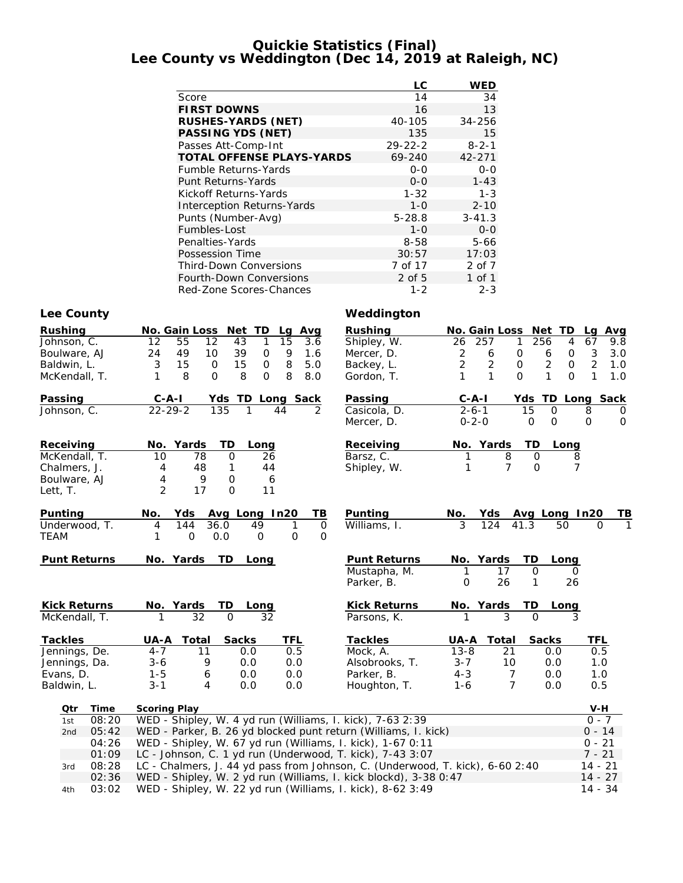# Quickie Statistics (Final)
## Lee County vs Weddington (Dec 14, 2019 at Raleigh, NC)

| | LC | WED |
|---|---|---|
| Score | 14 | 34 |
| **FIRST DOWNS** | 16 | 13 |
| **RUSHES-YARDS (NET)** | 40-105 | 34-256 |
| **PASSING YDS (NET)** | 135 | 15 |
| Passes Att-Comp-Int | 29-22-2 | 8-2-1 |
| **TOTAL OFFENSE PLAYS-YARDS** | 69-240 | 42-271 |
| Fumble Returns-Yards | 0-0 | 0-0 |
| Punt Returns-Yards | 0-0 | 1-43 |
| Kickoff Returns-Yards | 1-32 | 1-3 |
| Interception Returns-Yards | 1-0 | 2-10 |
| Punts (Number-Avg) | 5-28.8 | 3-41.3 |
| Fumbles-Lost | 1-0 | 0-0 |
| Penalties-Yards | 8-58 | 5-66 |
| Possession Time | 30:57 | 17:03 |
| Third-Down Conversions | 7 of 17 | 2 of 7 |
| Fourth-Down Conversions | 2 of 5 | 1 of 1 |
| Red-Zone Scores-Chances | 1-2 | 2-3 |

### Lee County

| Rushing | No. | Gain | Loss | Net | TD | Lg | Avg |
|---|---|---|---|---|---|---|---|
| Johnson, C. | 12 | 55 | 12 | 43 | 1 | 15 | 3.6 |
| Boulware, AJ | 24 | 49 | 10 | 39 | 0 | 9 | 1.6 |
| Baldwin, L. | 3 | 15 | 0 | 15 | 0 | 8 | 5.0 |
| McKendall, T. | 1 | 8 | 0 | 8 | 0 | 8 | 8.0 |

| Passing | C-A-I | Yds | TD | Long | Sack |
|---|---|---|---|---|---|
| Johnson, C. | 22-29-2 | 135 | 1 | 44 | 2 |

| Receiving | No. | Yards | TD | Long |
|---|---|---|---|---|
| McKendall, T. | 10 | 78 | 0 | 26 |
| Chalmers, J. | 4 | 48 | 1 | 44 |
| Boulware, AJ | 4 | 9 | 0 | 6 |
| Lett, T. | 2 | 17 | 0 | 11 |

| Punting | No. | Yds | Avg | Long | In20 | TB |
|---|---|---|---|---|---|---|
| Underwood, T. | 4 | 144 | 36.0 | 49 | 1 | 0 |
| TEAM | 1 | 0 | 0.0 | 0 | 0 | 0 |

| Punt Returns | No. | Yards | TD | Long |
|---|---|---|---|---|

| Kick Returns | No. | Yards | TD | Long |
|---|---|---|---|---|
| McKendall, T. | 1 | 32 | 0 | 32 |

| Tackles | UA-A | Total | Sacks | TFL |
|---|---|---|---|---|
| Jennings, De. | 4-7 | 11 | 0.0 | 0.5 |
| Jennings, Da. | 3-6 | 9 | 0.0 | 0.0 |
| Evans, D. | 1-5 | 6 | 0.0 | 0.0 |
| Baldwin, L. | 3-1 | 4 | 0.0 | 0.0 |

### Weddington

| Rushing | No. | Gain | Loss | Net | TD | Lg | Avg |
|---|---|---|---|---|---|---|---|
| Shipley, W. | 26 | 257 | 1 | 256 | 4 | 67 | 9.8 |
| Mercer, D. | 2 | 6 | 0 | 6 | 0 | 3 | 3.0 |
| Backey, L. | 2 | 2 | 0 | 2 | 0 | 2 | 1.0 |
| Gordon, T. | 1 | 1 | 0 | 1 | 0 | 1 | 1.0 |

| Passing | C-A-I | Yds | TD | Long | Sack |
|---|---|---|---|---|---|
| Casicola, D. | 2-6-1 | 15 | 0 | 8 | 0 |
| Mercer, D. | 0-2-0 | 0 | 0 | 0 | 0 |

| Receiving | No. | Yards | TD | Long |
|---|---|---|---|---|
| Barsz, C. | 1 | 8 | 0 | 8 |
| Shipley, W. | 1 | 7 | 0 | 7 |

| Punting | No. | Yds | Avg | Long | In20 | TB |
|---|---|---|---|---|---|---|
| Williams, I. | 3 | 124 | 41.3 | 50 | 0 | 1 |

| Punt Returns | No. | Yards | TD | Long |
|---|---|---|---|---|
| Mustapha, M. | 1 | 17 | 0 | 0 |
| Parker, B. | 0 | 26 | 1 | 26 |

| Kick Returns | No. | Yards | TD | Long |
|---|---|---|---|---|
| Parsons, K. | 1 | 3 | 0 | 3 |

| Tackles | UA-A | Total | Sacks | TFL |
|---|---|---|---|---|
| Mock, A. | 13-8 | 21 | 0.0 | 0.5 |
| Alsobrooks, T. | 3-7 | 10 | 0.0 | 1.0 |
| Parker, B. | 4-3 | 7 | 0.0 | 1.0 |
| Houghton, T. | 1-6 | 7 | 0.0 | 0.5 |

### Scoring Summary

| Qtr | Time | Scoring Play | V-H |
|---|---|---|---|
| 1st | 08:20 | WED - Shipley, W. 4 yd run (Williams, I. kick), 7-63 2:39 | 0 - 7 |
| 2nd | 05:42 | WED - Parker, B. 26 yd blocked punt return (Williams, I. kick) | 0 - 14 |
| | 04:26 | WED - Shipley, W. 67 yd run (Williams, I. kick), 1-67 0:11 | 0 - 21 |
| | 01:09 | LC - Johnson, C. 1 yd run (Underwood, T. kick), 7-43 3:07 | 7 - 21 |
| 3rd | 08:28 | LC - Chalmers, J. 44 yd pass from Johnson, C. (Underwood, T. kick), 6-60 2:40 | 14 - 21 |
| | 02:36 | WED - Shipley, W. 2 yd run (Williams, I. kick blockd), 3-38 0:47 | 14 - 27 |
| 4th | 03:02 | WED - Shipley, W. 22 yd run (Williams, I. kick), 8-62 3:49 | 14 - 34 |